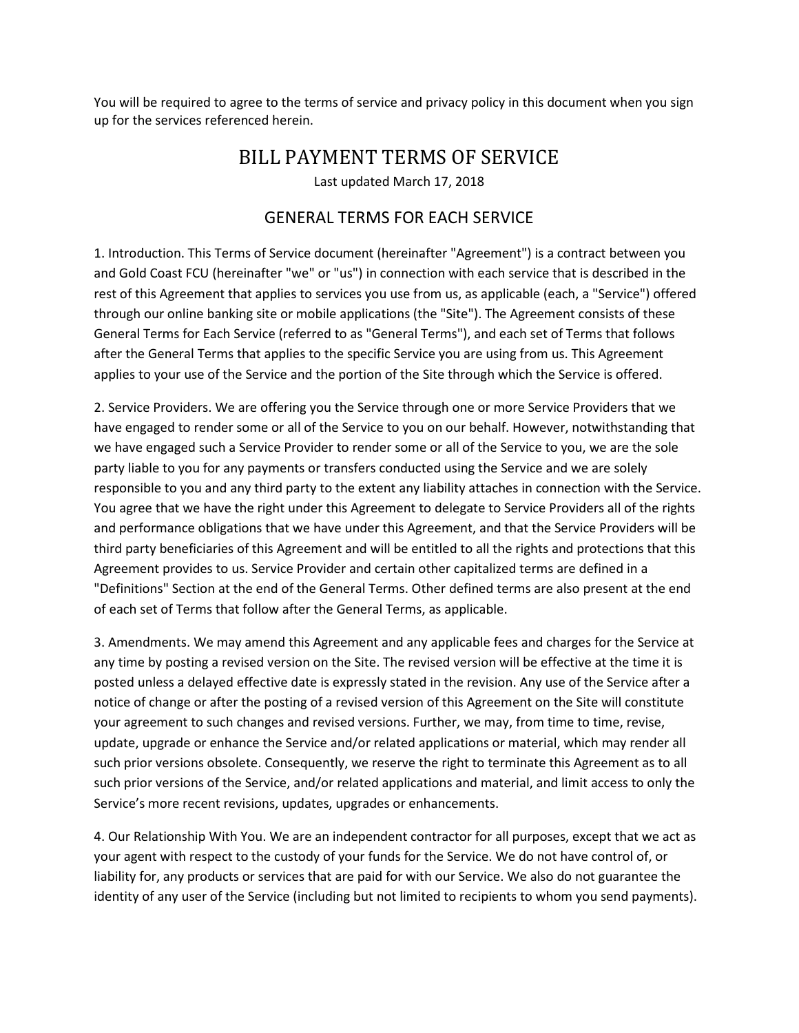You will be required to agree to the terms of service and privacy policy in this document when you sign up for the services referenced herein.

# BILL PAYMENT TERMS OF SERVICE

Last updated March 17, 2018

## GENERAL TERMS FOR EACH SERVICE

1. Introduction. This Terms of Service document (hereinafter "Agreement") is a contract between you and Gold Coast FCU (hereinafter "we" or "us") in connection with each service that is described in the rest of this Agreement that applies to services you use from us, as applicable (each, a "Service") offered through our online banking site or mobile applications (the "Site"). The Agreement consists of these General Terms for Each Service (referred to as "General Terms"), and each set of Terms that follows after the General Terms that applies to the specific Service you are using from us. This Agreement applies to your use of the Service and the portion of the Site through which the Service is offered.

2. Service Providers. We are offering you the Service through one or more Service Providers that we have engaged to render some or all of the Service to you on our behalf. However, notwithstanding that we have engaged such a Service Provider to render some or all of the Service to you, we are the sole party liable to you for any payments or transfers conducted using the Service and we are solely responsible to you and any third party to the extent any liability attaches in connection with the Service. You agree that we have the right under this Agreement to delegate to Service Providers all of the rights and performance obligations that we have under this Agreement, and that the Service Providers will be third party beneficiaries of this Agreement and will be entitled to all the rights and protections that this Agreement provides to us. Service Provider and certain other capitalized terms are defined in a "Definitions" Section at the end of the General Terms. Other defined terms are also present at the end of each set of Terms that follow after the General Terms, as applicable.

3. Amendments. We may amend this Agreement and any applicable fees and charges for the Service at any time by posting a revised version on the Site. The revised version will be effective at the time it is posted unless a delayed effective date is expressly stated in the revision. Any use of the Service after a notice of change or after the posting of a revised version of this Agreement on the Site will constitute your agreement to such changes and revised versions. Further, we may, from time to time, revise, update, upgrade or enhance the Service and/or related applications or material, which may render all such prior versions obsolete. Consequently, we reserve the right to terminate this Agreement as to all such prior versions of the Service, and/or related applications and material, and limit access to only the Service's more recent revisions, updates, upgrades or enhancements.

4. Our Relationship With You. We are an independent contractor for all purposes, except that we act as your agent with respect to the custody of your funds for the Service. We do not have control of, or liability for, any products or services that are paid for with our Service. We also do not guarantee the identity of any user of the Service (including but not limited to recipients to whom you send payments).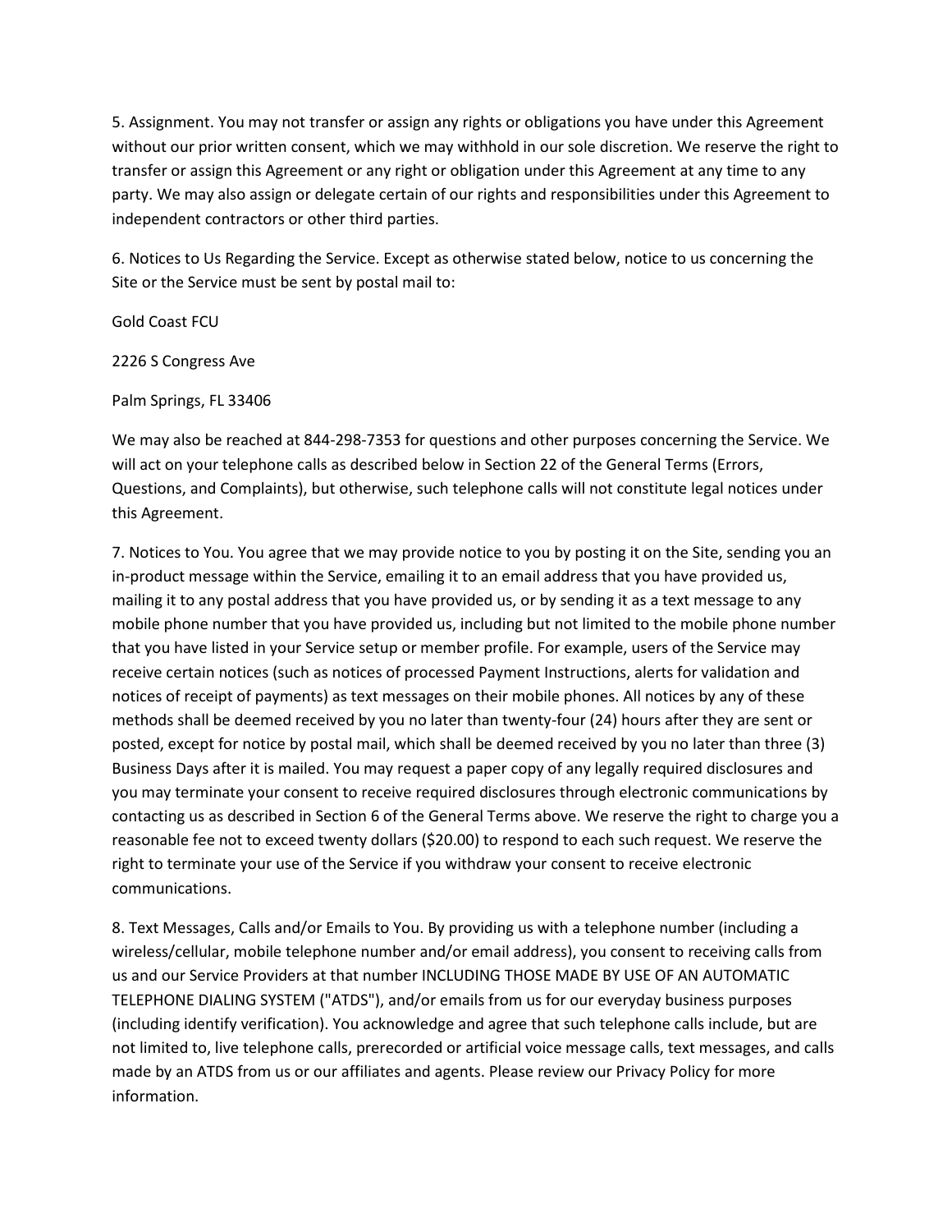5. Assignment. You may not transfer or assign any rights or obligations you have under this Agreement without our prior written consent, which we may withhold in our sole discretion. We reserve the right to transfer or assign this Agreement or any right or obligation under this Agreement at any time to any party. We may also assign or delegate certain of our rights and responsibilities under this Agreement to independent contractors or other third parties.

6. Notices to Us Regarding the Service. Except as otherwise stated below, notice to us concerning the Site or the Service must be sent by postal mail to:

Gold Coast FCU

2226 S Congress Ave

Palm Springs, FL 33406

We may also be reached at 844-298-7353 for questions and other purposes concerning the Service. We will act on your telephone calls as described below in Section 22 of the General Terms (Errors, Questions, and Complaints), but otherwise, such telephone calls will not constitute legal notices under this Agreement.

7. Notices to You. You agree that we may provide notice to you by posting it on the Site, sending you an in-product message within the Service, emailing it to an email address that you have provided us, mailing it to any postal address that you have provided us, or by sending it as a text message to any mobile phone number that you have provided us, including but not limited to the mobile phone number that you have listed in your Service setup or member profile. For example, users of the Service may receive certain notices (such as notices of processed Payment Instructions, alerts for validation and notices of receipt of payments) as text messages on their mobile phones. All notices by any of these methods shall be deemed received by you no later than twenty-four (24) hours after they are sent or posted, except for notice by postal mail, which shall be deemed received by you no later than three (3) Business Days after it is mailed. You may request a paper copy of any legally required disclosures and you may terminate your consent to receive required disclosures through electronic communications by contacting us as described in Section 6 of the General Terms above. We reserve the right to charge you a reasonable fee not to exceed twenty dollars ($20.00) to respond to each such request. We reserve the right to terminate your use of the Service if you withdraw your consent to receive electronic communications.

8. Text Messages, Calls and/or Emails to You. By providing us with a telephone number (including a wireless/cellular, mobile telephone number and/or email address), you consent to receiving calls from us and our Service Providers at that number INCLUDING THOSE MADE BY USE OF AN AUTOMATIC TELEPHONE DIALING SYSTEM ("ATDS"), and/or emails from us for our everyday business purposes (including identify verification). You acknowledge and agree that such telephone calls include, but are not limited to, live telephone calls, prerecorded or artificial voice message calls, text messages, and calls made by an ATDS from us or our affiliates and agents. Please review our Privacy Policy for more information.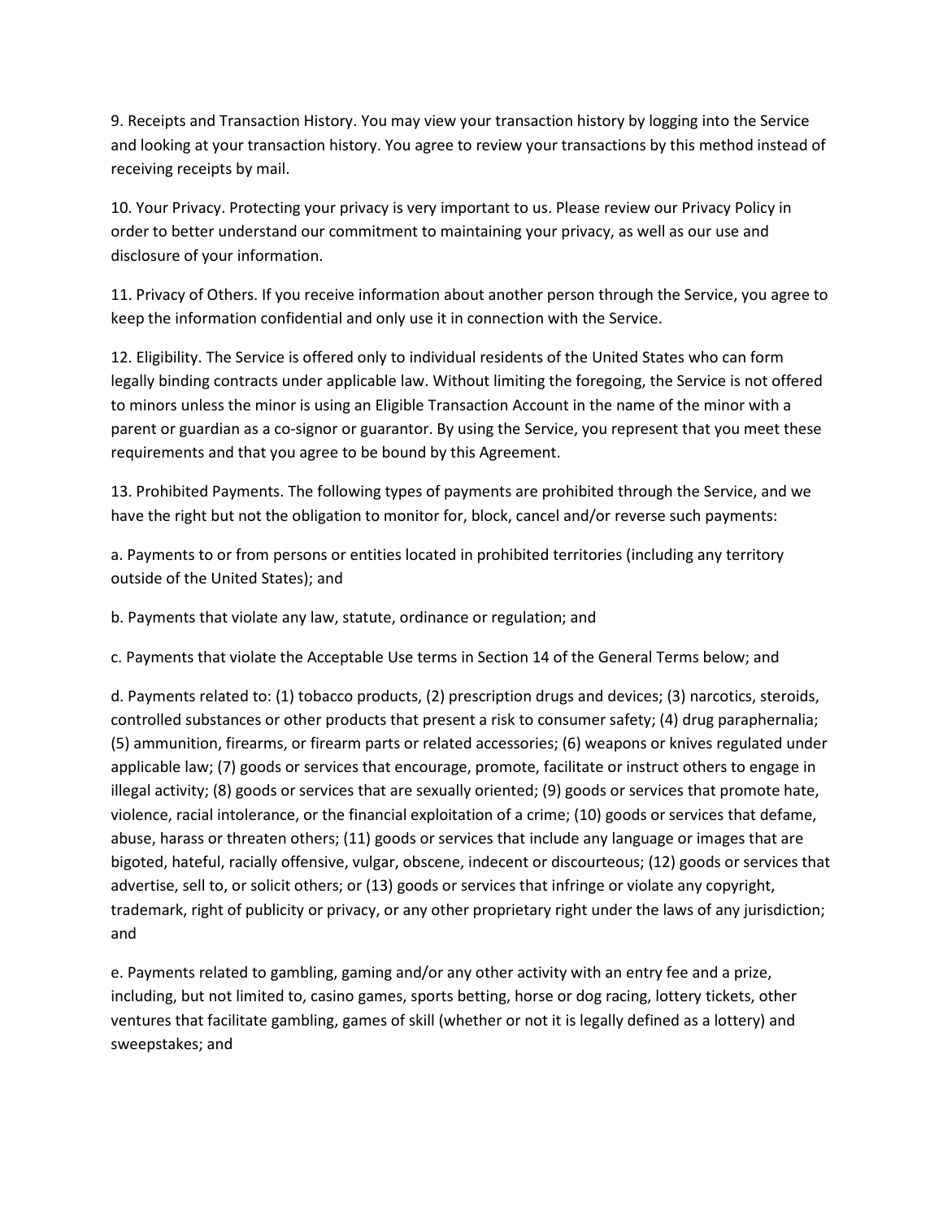9. Receipts and Transaction History. You may view your transaction history by logging into the Service and looking at your transaction history. You agree to review your transactions by this method instead of receiving receipts by mail.

10. Your Privacy. Protecting your privacy is very important to us. Please review our Privacy Policy in order to better understand our commitment to maintaining your privacy, as well as our use and disclosure of your information.

11. Privacy of Others. If you receive information about another person through the Service, you agree to keep the information confidential and only use it in connection with the Service.

12. Eligibility. The Service is offered only to individual residents of the United States who can form legally binding contracts under applicable law. Without limiting the foregoing, the Service is not offered to minors unless the minor is using an Eligible Transaction Account in the name of the minor with a parent or guardian as a co-signor or guarantor. By using the Service, you represent that you meet these requirements and that you agree to be bound by this Agreement.

13. Prohibited Payments. The following types of payments are prohibited through the Service, and we have the right but not the obligation to monitor for, block, cancel and/or reverse such payments:

a. Payments to or from persons or entities located in prohibited territories (including any territory outside of the United States); and

b. Payments that violate any law, statute, ordinance or regulation; and

c. Payments that violate the Acceptable Use terms in Section 14 of the General Terms below; and

d. Payments related to: (1) tobacco products, (2) prescription drugs and devices; (3) narcotics, steroids, controlled substances or other products that present a risk to consumer safety; (4) drug paraphernalia; (5) ammunition, firearms, or firearm parts or related accessories; (6) weapons or knives regulated under applicable law; (7) goods or services that encourage, promote, facilitate or instruct others to engage in illegal activity; (8) goods or services that are sexually oriented; (9) goods or services that promote hate, violence, racial intolerance, or the financial exploitation of a crime; (10) goods or services that defame, abuse, harass or threaten others; (11) goods or services that include any language or images that are bigoted, hateful, racially offensive, vulgar, obscene, indecent or discourteous; (12) goods or services that advertise, sell to, or solicit others; or (13) goods or services that infringe or violate any copyright, trademark, right of publicity or privacy, or any other proprietary right under the laws of any jurisdiction; and

e. Payments related to gambling, gaming and/or any other activity with an entry fee and a prize, including, but not limited to, casino games, sports betting, horse or dog racing, lottery tickets, other ventures that facilitate gambling, games of skill (whether or not it is legally defined as a lottery) and sweepstakes; and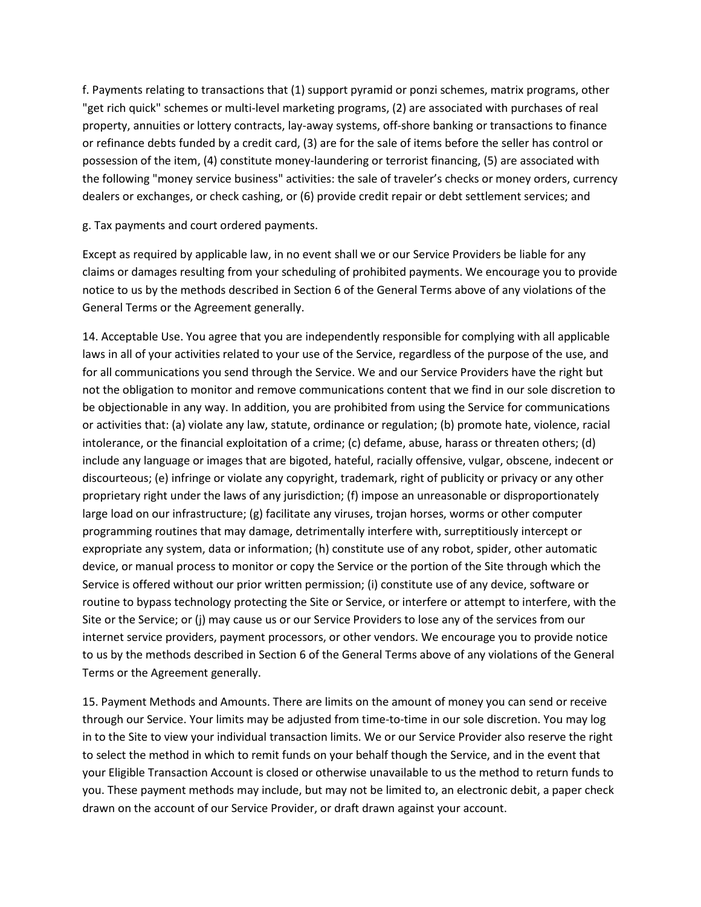f. Payments relating to transactions that (1) support pyramid or ponzi schemes, matrix programs, other "get rich quick" schemes or multi-level marketing programs, (2) are associated with purchases of real property, annuities or lottery contracts, lay-away systems, off-shore banking or transactions to finance or refinance debts funded by a credit card, (3) are for the sale of items before the seller has control or possession of the item, (4) constitute money-laundering or terrorist financing, (5) are associated with the following "money service business" activities: the sale of traveler's checks or money orders, currency dealers or exchanges, or check cashing, or (6) provide credit repair or debt settlement services; and

g. Tax payments and court ordered payments.

Except as required by applicable law, in no event shall we or our Service Providers be liable for any claims or damages resulting from your scheduling of prohibited payments. We encourage you to provide notice to us by the methods described in Section 6 of the General Terms above of any violations of the General Terms or the Agreement generally.

14. Acceptable Use. You agree that you are independently responsible for complying with all applicable laws in all of your activities related to your use of the Service, regardless of the purpose of the use, and for all communications you send through the Service. We and our Service Providers have the right but not the obligation to monitor and remove communications content that we find in our sole discretion to be objectionable in any way. In addition, you are prohibited from using the Service for communications or activities that: (a) violate any law, statute, ordinance or regulation; (b) promote hate, violence, racial intolerance, or the financial exploitation of a crime; (c) defame, abuse, harass or threaten others; (d) include any language or images that are bigoted, hateful, racially offensive, vulgar, obscene, indecent or discourteous; (e) infringe or violate any copyright, trademark, right of publicity or privacy or any other proprietary right under the laws of any jurisdiction; (f) impose an unreasonable or disproportionately large load on our infrastructure; (g) facilitate any viruses, trojan horses, worms or other computer programming routines that may damage, detrimentally interfere with, surreptitiously intercept or expropriate any system, data or information; (h) constitute use of any robot, spider, other automatic device, or manual process to monitor or copy the Service or the portion of the Site through which the Service is offered without our prior written permission; (i) constitute use of any device, software or routine to bypass technology protecting the Site or Service, or interfere or attempt to interfere, with the Site or the Service; or (j) may cause us or our Service Providers to lose any of the services from our internet service providers, payment processors, or other vendors. We encourage you to provide notice to us by the methods described in Section 6 of the General Terms above of any violations of the General Terms or the Agreement generally.

15. Payment Methods and Amounts. There are limits on the amount of money you can send or receive through our Service. Your limits may be adjusted from time-to-time in our sole discretion. You may log in to the Site to view your individual transaction limits. We or our Service Provider also reserve the right to select the method in which to remit funds on your behalf though the Service, and in the event that your Eligible Transaction Account is closed or otherwise unavailable to us the method to return funds to you. These payment methods may include, but may not be limited to, an electronic debit, a paper check drawn on the account of our Service Provider, or draft drawn against your account.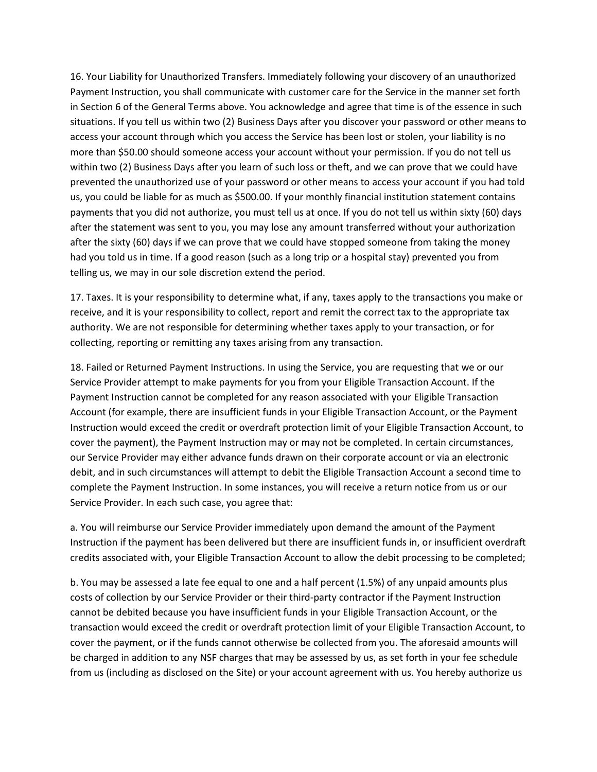16. Your Liability for Unauthorized Transfers. Immediately following your discovery of an unauthorized Payment Instruction, you shall communicate with customer care for the Service in the manner set forth in Section 6 of the General Terms above. You acknowledge and agree that time is of the essence in such situations. If you tell us within two (2) Business Days after you discover your password or other means to access your account through which you access the Service has been lost or stolen, your liability is no more than $50.00 should someone access your account without your permission. If you do not tell us within two (2) Business Days after you learn of such loss or theft, and we can prove that we could have prevented the unauthorized use of your password or other means to access your account if you had told us, you could be liable for as much as $500.00. If your monthly financial institution statement contains payments that you did not authorize, you must tell us at once. If you do not tell us within sixty (60) days after the statement was sent to you, you may lose any amount transferred without your authorization after the sixty (60) days if we can prove that we could have stopped someone from taking the money had you told us in time. If a good reason (such as a long trip or a hospital stay) prevented you from telling us, we may in our sole discretion extend the period.

17. Taxes. It is your responsibility to determine what, if any, taxes apply to the transactions you make or receive, and it is your responsibility to collect, report and remit the correct tax to the appropriate tax authority. We are not responsible for determining whether taxes apply to your transaction, or for collecting, reporting or remitting any taxes arising from any transaction.

18. Failed or Returned Payment Instructions. In using the Service, you are requesting that we or our Service Provider attempt to make payments for you from your Eligible Transaction Account. If the Payment Instruction cannot be completed for any reason associated with your Eligible Transaction Account (for example, there are insufficient funds in your Eligible Transaction Account, or the Payment Instruction would exceed the credit or overdraft protection limit of your Eligible Transaction Account, to cover the payment), the Payment Instruction may or may not be completed. In certain circumstances, our Service Provider may either advance funds drawn on their corporate account or via an electronic debit, and in such circumstances will attempt to debit the Eligible Transaction Account a second time to complete the Payment Instruction. In some instances, you will receive a return notice from us or our Service Provider. In each such case, you agree that:

a. You will reimburse our Service Provider immediately upon demand the amount of the Payment Instruction if the payment has been delivered but there are insufficient funds in, or insufficient overdraft credits associated with, your Eligible Transaction Account to allow the debit processing to be completed;

b. You may be assessed a late fee equal to one and a half percent (1.5%) of any unpaid amounts plus costs of collection by our Service Provider or their third-party contractor if the Payment Instruction cannot be debited because you have insufficient funds in your Eligible Transaction Account, or the transaction would exceed the credit or overdraft protection limit of your Eligible Transaction Account, to cover the payment, or if the funds cannot otherwise be collected from you. The aforesaid amounts will be charged in addition to any NSF charges that may be assessed by us, as set forth in your fee schedule from us (including as disclosed on the Site) or your account agreement with us. You hereby authorize us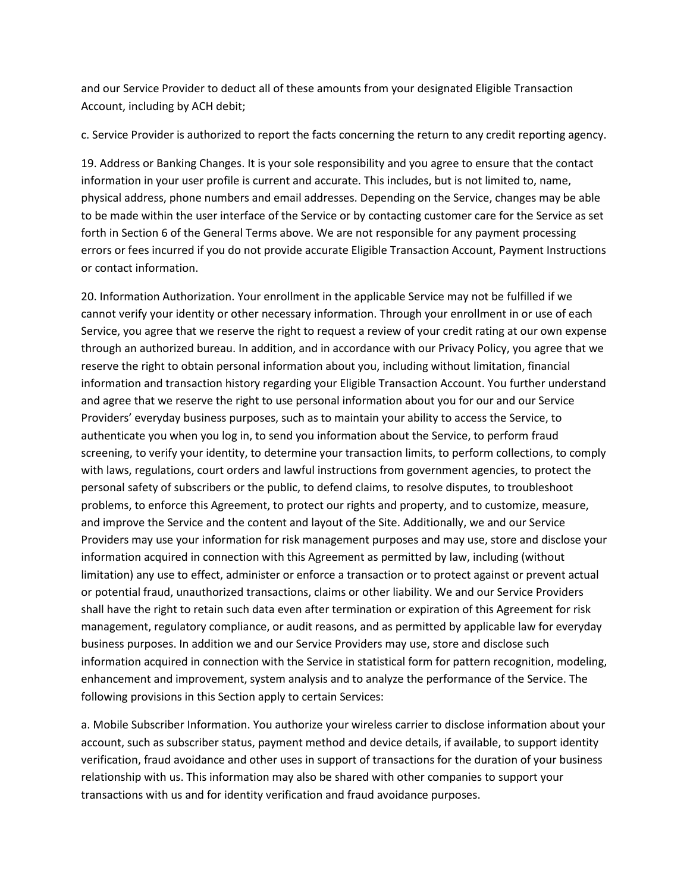and our Service Provider to deduct all of these amounts from your designated Eligible Transaction Account, including by ACH debit;

c. Service Provider is authorized to report the facts concerning the return to any credit reporting agency.

19. Address or Banking Changes. It is your sole responsibility and you agree to ensure that the contact information in your user profile is current and accurate. This includes, but is not limited to, name, physical address, phone numbers and email addresses. Depending on the Service, changes may be able to be made within the user interface of the Service or by contacting customer care for the Service as set forth in Section 6 of the General Terms above. We are not responsible for any payment processing errors or fees incurred if you do not provide accurate Eligible Transaction Account, Payment Instructions or contact information.

20. Information Authorization. Your enrollment in the applicable Service may not be fulfilled if we cannot verify your identity or other necessary information. Through your enrollment in or use of each Service, you agree that we reserve the right to request a review of your credit rating at our own expense through an authorized bureau. In addition, and in accordance with our Privacy Policy, you agree that we reserve the right to obtain personal information about you, including without limitation, financial information and transaction history regarding your Eligible Transaction Account. You further understand and agree that we reserve the right to use personal information about you for our and our Service Providers' everyday business purposes, such as to maintain your ability to access the Service, to authenticate you when you log in, to send you information about the Service, to perform fraud screening, to verify your identity, to determine your transaction limits, to perform collections, to comply with laws, regulations, court orders and lawful instructions from government agencies, to protect the personal safety of subscribers or the public, to defend claims, to resolve disputes, to troubleshoot problems, to enforce this Agreement, to protect our rights and property, and to customize, measure, and improve the Service and the content and layout of the Site. Additionally, we and our Service Providers may use your information for risk management purposes and may use, store and disclose your information acquired in connection with this Agreement as permitted by law, including (without limitation) any use to effect, administer or enforce a transaction or to protect against or prevent actual or potential fraud, unauthorized transactions, claims or other liability. We and our Service Providers shall have the right to retain such data even after termination or expiration of this Agreement for risk management, regulatory compliance, or audit reasons, and as permitted by applicable law for everyday business purposes. In addition we and our Service Providers may use, store and disclose such information acquired in connection with the Service in statistical form for pattern recognition, modeling, enhancement and improvement, system analysis and to analyze the performance of the Service. The following provisions in this Section apply to certain Services:

a. Mobile Subscriber Information. You authorize your wireless carrier to disclose information about your account, such as subscriber status, payment method and device details, if available, to support identity verification, fraud avoidance and other uses in support of transactions for the duration of your business relationship with us. This information may also be shared with other companies to support your transactions with us and for identity verification and fraud avoidance purposes.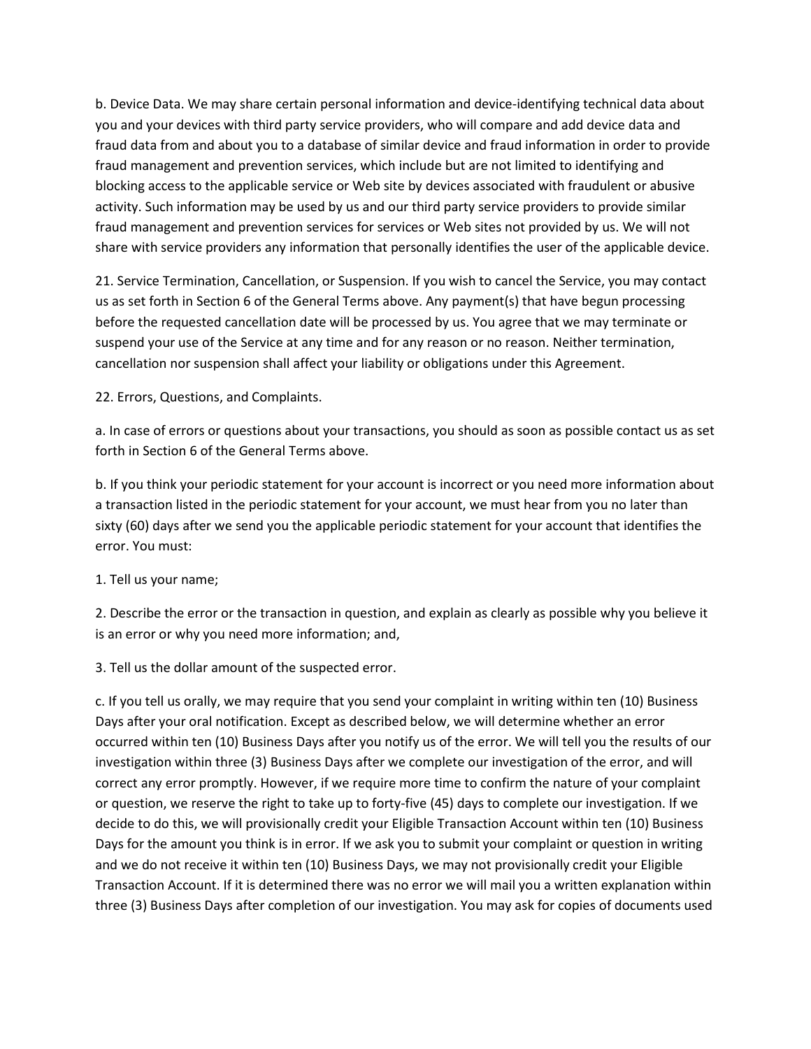b. Device Data. We may share certain personal information and device-identifying technical data about you and your devices with third party service providers, who will compare and add device data and fraud data from and about you to a database of similar device and fraud information in order to provide fraud management and prevention services, which include but are not limited to identifying and blocking access to the applicable service or Web site by devices associated with fraudulent or abusive activity. Such information may be used by us and our third party service providers to provide similar fraud management and prevention services for services or Web sites not provided by us. We will not share with service providers any information that personally identifies the user of the applicable device.

21. Service Termination, Cancellation, or Suspension. If you wish to cancel the Service, you may contact us as set forth in Section 6 of the General Terms above. Any payment(s) that have begun processing before the requested cancellation date will be processed by us. You agree that we may terminate or suspend your use of the Service at any time and for any reason or no reason. Neither termination, cancellation nor suspension shall affect your liability or obligations under this Agreement.

22. Errors, Questions, and Complaints.

a. In case of errors or questions about your transactions, you should as soon as possible contact us as set forth in Section 6 of the General Terms above.

b. If you think your periodic statement for your account is incorrect or you need more information about a transaction listed in the periodic statement for your account, we must hear from you no later than sixty (60) days after we send you the applicable periodic statement for your account that identifies the error. You must:

1. Tell us your name;

2. Describe the error or the transaction in question, and explain as clearly as possible why you believe it is an error or why you need more information; and,

3. Tell us the dollar amount of the suspected error.

c. If you tell us orally, we may require that you send your complaint in writing within ten (10) Business Days after your oral notification. Except as described below, we will determine whether an error occurred within ten (10) Business Days after you notify us of the error. We will tell you the results of our investigation within three (3) Business Days after we complete our investigation of the error, and will correct any error promptly. However, if we require more time to confirm the nature of your complaint or question, we reserve the right to take up to forty-five (45) days to complete our investigation. If we decide to do this, we will provisionally credit your Eligible Transaction Account within ten (10) Business Days for the amount you think is in error. If we ask you to submit your complaint or question in writing and we do not receive it within ten (10) Business Days, we may not provisionally credit your Eligible Transaction Account. If it is determined there was no error we will mail you a written explanation within three (3) Business Days after completion of our investigation. You may ask for copies of documents used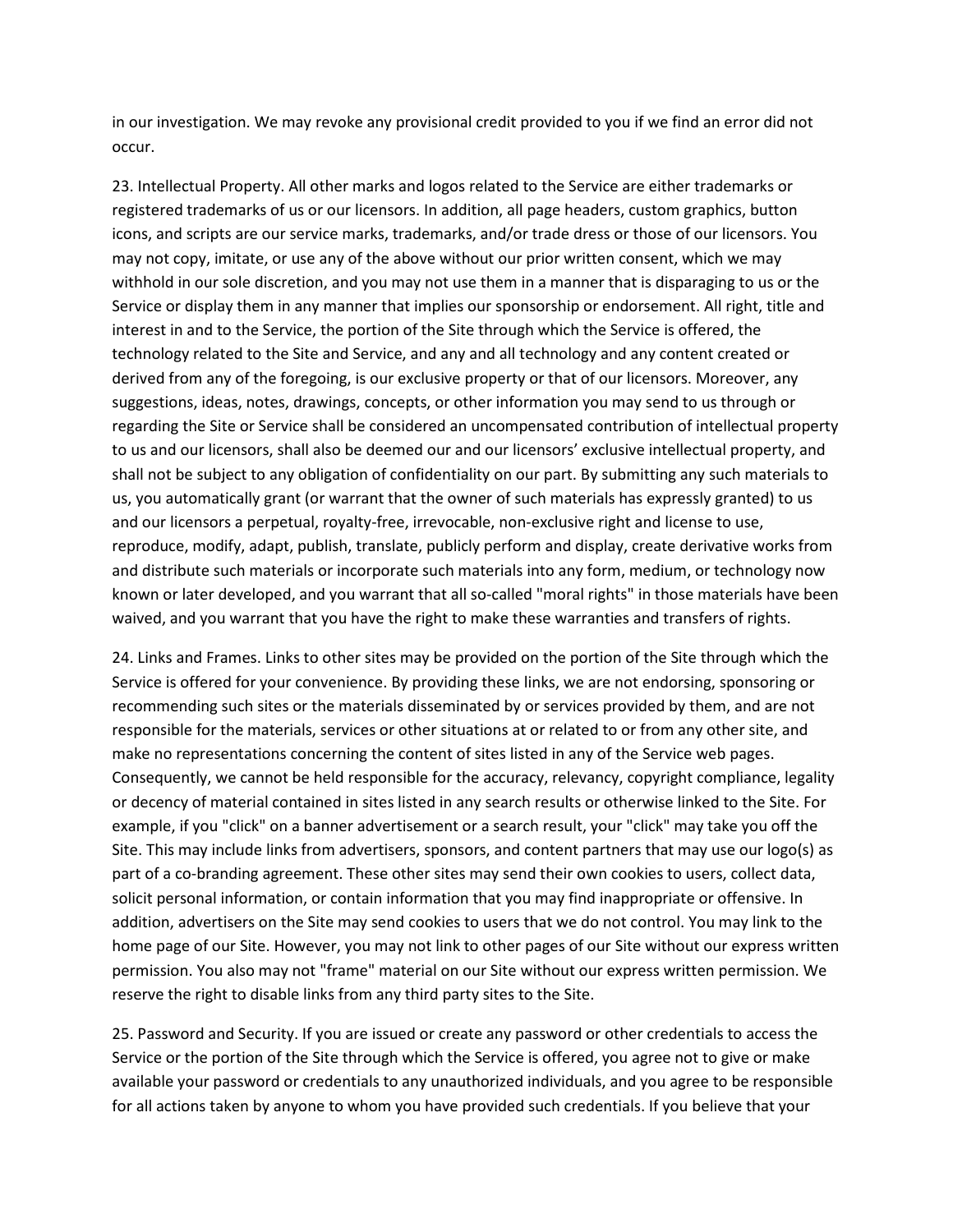in our investigation. We may revoke any provisional credit provided to you if we find an error did not occur.

23. Intellectual Property. All other marks and logos related to the Service are either trademarks or registered trademarks of us or our licensors. In addition, all page headers, custom graphics, button icons, and scripts are our service marks, trademarks, and/or trade dress or those of our licensors. You may not copy, imitate, or use any of the above without our prior written consent, which we may withhold in our sole discretion, and you may not use them in a manner that is disparaging to us or the Service or display them in any manner that implies our sponsorship or endorsement. All right, title and interest in and to the Service, the portion of the Site through which the Service is offered, the technology related to the Site and Service, and any and all technology and any content created or derived from any of the foregoing, is our exclusive property or that of our licensors. Moreover, any suggestions, ideas, notes, drawings, concepts, or other information you may send to us through or regarding the Site or Service shall be considered an uncompensated contribution of intellectual property to us and our licensors, shall also be deemed our and our licensors' exclusive intellectual property, and shall not be subject to any obligation of confidentiality on our part. By submitting any such materials to us, you automatically grant (or warrant that the owner of such materials has expressly granted) to us and our licensors a perpetual, royalty-free, irrevocable, non-exclusive right and license to use, reproduce, modify, adapt, publish, translate, publicly perform and display, create derivative works from and distribute such materials or incorporate such materials into any form, medium, or technology now known or later developed, and you warrant that all so-called "moral rights" in those materials have been waived, and you warrant that you have the right to make these warranties and transfers of rights.

24. Links and Frames. Links to other sites may be provided on the portion of the Site through which the Service is offered for your convenience. By providing these links, we are not endorsing, sponsoring or recommending such sites or the materials disseminated by or services provided by them, and are not responsible for the materials, services or other situations at or related to or from any other site, and make no representations concerning the content of sites listed in any of the Service web pages. Consequently, we cannot be held responsible for the accuracy, relevancy, copyright compliance, legality or decency of material contained in sites listed in any search results or otherwise linked to the Site. For example, if you "click" on a banner advertisement or a search result, your "click" may take you off the Site. This may include links from advertisers, sponsors, and content partners that may use our logo(s) as part of a co-branding agreement. These other sites may send their own cookies to users, collect data, solicit personal information, or contain information that you may find inappropriate or offensive. In addition, advertisers on the Site may send cookies to users that we do not control. You may link to the home page of our Site. However, you may not link to other pages of our Site without our express written permission. You also may not "frame" material on our Site without our express written permission. We reserve the right to disable links from any third party sites to the Site.

25. Password and Security. If you are issued or create any password or other credentials to access the Service or the portion of the Site through which the Service is offered, you agree not to give or make available your password or credentials to any unauthorized individuals, and you agree to be responsible for all actions taken by anyone to whom you have provided such credentials. If you believe that your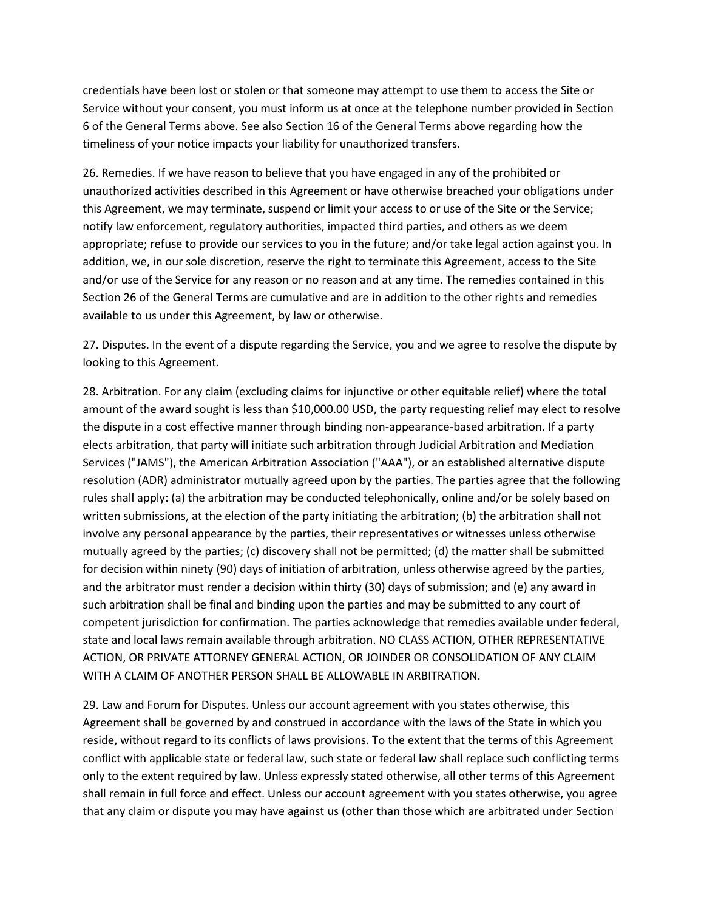credentials have been lost or stolen or that someone may attempt to use them to access the Site or Service without your consent, you must inform us at once at the telephone number provided in Section 6 of the General Terms above. See also Section 16 of the General Terms above regarding how the timeliness of your notice impacts your liability for unauthorized transfers.

26. Remedies. If we have reason to believe that you have engaged in any of the prohibited or unauthorized activities described in this Agreement or have otherwise breached your obligations under this Agreement, we may terminate, suspend or limit your access to or use of the Site or the Service; notify law enforcement, regulatory authorities, impacted third parties, and others as we deem appropriate; refuse to provide our services to you in the future; and/or take legal action against you. In addition, we, in our sole discretion, reserve the right to terminate this Agreement, access to the Site and/or use of the Service for any reason or no reason and at any time. The remedies contained in this Section 26 of the General Terms are cumulative and are in addition to the other rights and remedies available to us under this Agreement, by law or otherwise.

27. Disputes. In the event of a dispute regarding the Service, you and we agree to resolve the dispute by looking to this Agreement.

28. Arbitration. For any claim (excluding claims for injunctive or other equitable relief) where the total amount of the award sought is less than $10,000.00 USD, the party requesting relief may elect to resolve the dispute in a cost effective manner through binding non-appearance-based arbitration. If a party elects arbitration, that party will initiate such arbitration through Judicial Arbitration and Mediation Services ("JAMS"), the American Arbitration Association ("AAA"), or an established alternative dispute resolution (ADR) administrator mutually agreed upon by the parties. The parties agree that the following rules shall apply: (a) the arbitration may be conducted telephonically, online and/or be solely based on written submissions, at the election of the party initiating the arbitration; (b) the arbitration shall not involve any personal appearance by the parties, their representatives or witnesses unless otherwise mutually agreed by the parties; (c) discovery shall not be permitted; (d) the matter shall be submitted for decision within ninety (90) days of initiation of arbitration, unless otherwise agreed by the parties, and the arbitrator must render a decision within thirty (30) days of submission; and (e) any award in such arbitration shall be final and binding upon the parties and may be submitted to any court of competent jurisdiction for confirmation. The parties acknowledge that remedies available under federal, state and local laws remain available through arbitration. NO CLASS ACTION, OTHER REPRESENTATIVE ACTION, OR PRIVATE ATTORNEY GENERAL ACTION, OR JOINDER OR CONSOLIDATION OF ANY CLAIM WITH A CLAIM OF ANOTHER PERSON SHALL BE ALLOWABLE IN ARBITRATION.

29. Law and Forum for Disputes. Unless our account agreement with you states otherwise, this Agreement shall be governed by and construed in accordance with the laws of the State in which you reside, without regard to its conflicts of laws provisions. To the extent that the terms of this Agreement conflict with applicable state or federal law, such state or federal law shall replace such conflicting terms only to the extent required by law. Unless expressly stated otherwise, all other terms of this Agreement shall remain in full force and effect. Unless our account agreement with you states otherwise, you agree that any claim or dispute you may have against us (other than those which are arbitrated under Section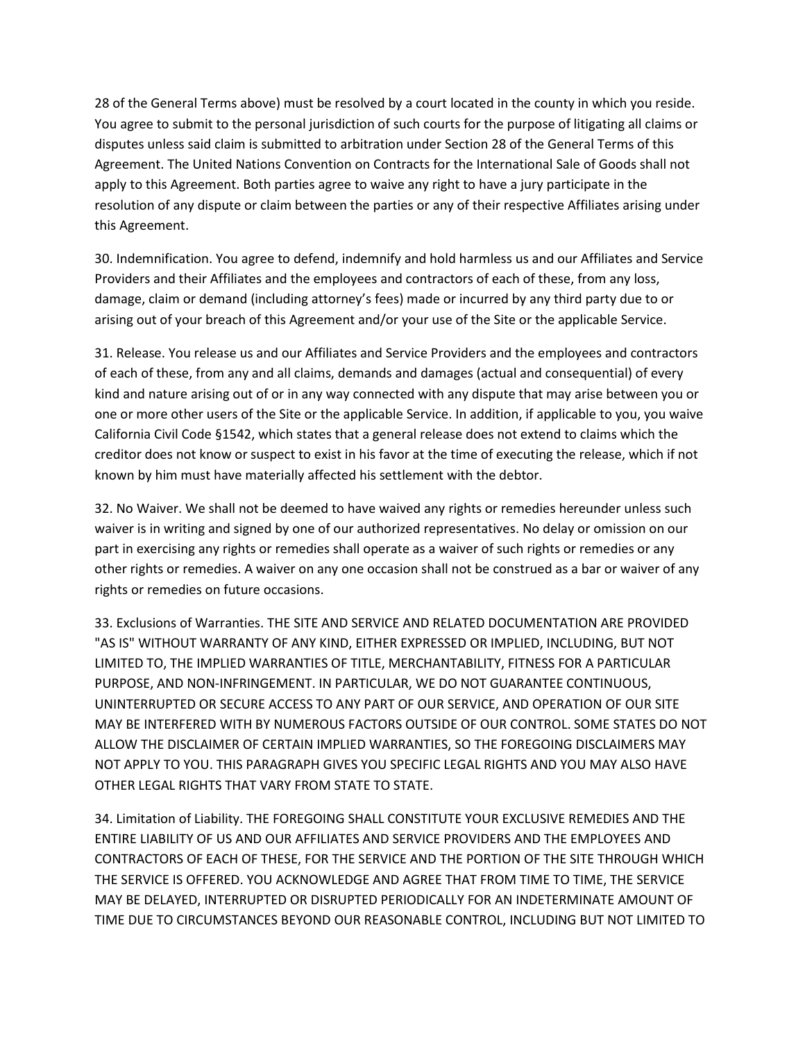28 of the General Terms above) must be resolved by a court located in the county in which you reside. You agree to submit to the personal jurisdiction of such courts for the purpose of litigating all claims or disputes unless said claim is submitted to arbitration under Section 28 of the General Terms of this Agreement. The United Nations Convention on Contracts for the International Sale of Goods shall not apply to this Agreement. Both parties agree to waive any right to have a jury participate in the resolution of any dispute or claim between the parties or any of their respective Affiliates arising under this Agreement.

30. Indemnification. You agree to defend, indemnify and hold harmless us and our Affiliates and Service Providers and their Affiliates and the employees and contractors of each of these, from any loss, damage, claim or demand (including attorney's fees) made or incurred by any third party due to or arising out of your breach of this Agreement and/or your use of the Site or the applicable Service.

31. Release. You release us and our Affiliates and Service Providers and the employees and contractors of each of these, from any and all claims, demands and damages (actual and consequential) of every kind and nature arising out of or in any way connected with any dispute that may arise between you or one or more other users of the Site or the applicable Service. In addition, if applicable to you, you waive California Civil Code §1542, which states that a general release does not extend to claims which the creditor does not know or suspect to exist in his favor at the time of executing the release, which if not known by him must have materially affected his settlement with the debtor.

32. No Waiver. We shall not be deemed to have waived any rights or remedies hereunder unless such waiver is in writing and signed by one of our authorized representatives. No delay or omission on our part in exercising any rights or remedies shall operate as a waiver of such rights or remedies or any other rights or remedies. A waiver on any one occasion shall not be construed as a bar or waiver of any rights or remedies on future occasions.

33. Exclusions of Warranties. THE SITE AND SERVICE AND RELATED DOCUMENTATION ARE PROVIDED "AS IS" WITHOUT WARRANTY OF ANY KIND, EITHER EXPRESSED OR IMPLIED, INCLUDING, BUT NOT LIMITED TO, THE IMPLIED WARRANTIES OF TITLE, MERCHANTABILITY, FITNESS FOR A PARTICULAR PURPOSE, AND NON-INFRINGEMENT. IN PARTICULAR, WE DO NOT GUARANTEE CONTINUOUS, UNINTERRUPTED OR SECURE ACCESS TO ANY PART OF OUR SERVICE, AND OPERATION OF OUR SITE MAY BE INTERFERED WITH BY NUMEROUS FACTORS OUTSIDE OF OUR CONTROL. SOME STATES DO NOT ALLOW THE DISCLAIMER OF CERTAIN IMPLIED WARRANTIES, SO THE FOREGOING DISCLAIMERS MAY NOT APPLY TO YOU. THIS PARAGRAPH GIVES YOU SPECIFIC LEGAL RIGHTS AND YOU MAY ALSO HAVE OTHER LEGAL RIGHTS THAT VARY FROM STATE TO STATE.

34. Limitation of Liability. THE FOREGOING SHALL CONSTITUTE YOUR EXCLUSIVE REMEDIES AND THE ENTIRE LIABILITY OF US AND OUR AFFILIATES AND SERVICE PROVIDERS AND THE EMPLOYEES AND CONTRACTORS OF EACH OF THESE, FOR THE SERVICE AND THE PORTION OF THE SITE THROUGH WHICH THE SERVICE IS OFFERED. YOU ACKNOWLEDGE AND AGREE THAT FROM TIME TO TIME, THE SERVICE MAY BE DELAYED, INTERRUPTED OR DISRUPTED PERIODICALLY FOR AN INDETERMINATE AMOUNT OF TIME DUE TO CIRCUMSTANCES BEYOND OUR REASONABLE CONTROL, INCLUDING BUT NOT LIMITED TO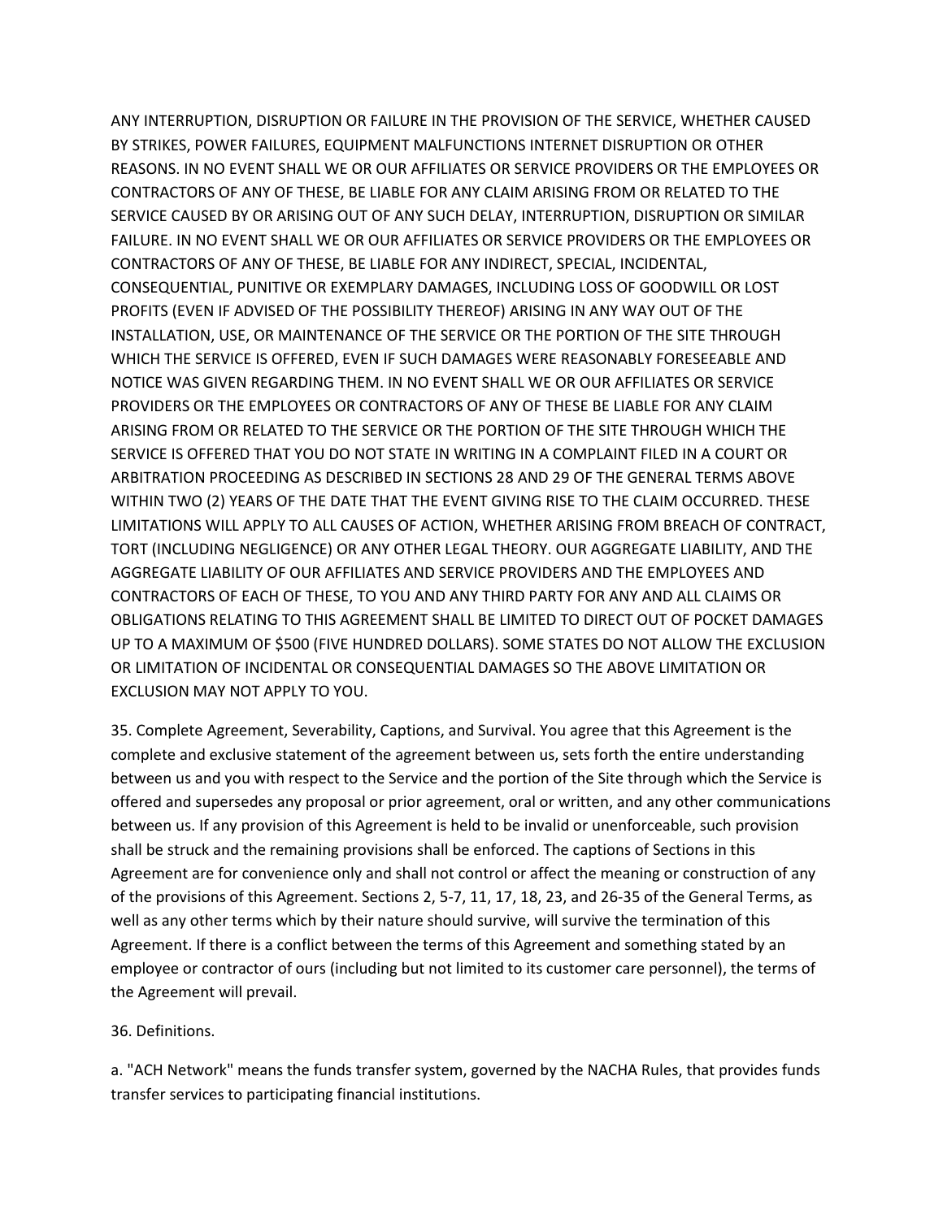ANY INTERRUPTION, DISRUPTION OR FAILURE IN THE PROVISION OF THE SERVICE, WHETHER CAUSED BY STRIKES, POWER FAILURES, EQUIPMENT MALFUNCTIONS INTERNET DISRUPTION OR OTHER REASONS. IN NO EVENT SHALL WE OR OUR AFFILIATES OR SERVICE PROVIDERS OR THE EMPLOYEES OR CONTRACTORS OF ANY OF THESE, BE LIABLE FOR ANY CLAIM ARISING FROM OR RELATED TO THE SERVICE CAUSED BY OR ARISING OUT OF ANY SUCH DELAY, INTERRUPTION, DISRUPTION OR SIMILAR FAILURE. IN NO EVENT SHALL WE OR OUR AFFILIATES OR SERVICE PROVIDERS OR THE EMPLOYEES OR CONTRACTORS OF ANY OF THESE, BE LIABLE FOR ANY INDIRECT, SPECIAL, INCIDENTAL, CONSEQUENTIAL, PUNITIVE OR EXEMPLARY DAMAGES, INCLUDING LOSS OF GOODWILL OR LOST PROFITS (EVEN IF ADVISED OF THE POSSIBILITY THEREOF) ARISING IN ANY WAY OUT OF THE INSTALLATION, USE, OR MAINTENANCE OF THE SERVICE OR THE PORTION OF THE SITE THROUGH WHICH THE SERVICE IS OFFERED, EVEN IF SUCH DAMAGES WERE REASONABLY FORESEEABLE AND NOTICE WAS GIVEN REGARDING THEM. IN NO EVENT SHALL WE OR OUR AFFILIATES OR SERVICE PROVIDERS OR THE EMPLOYEES OR CONTRACTORS OF ANY OF THESE BE LIABLE FOR ANY CLAIM ARISING FROM OR RELATED TO THE SERVICE OR THE PORTION OF THE SITE THROUGH WHICH THE SERVICE IS OFFERED THAT YOU DO NOT STATE IN WRITING IN A COMPLAINT FILED IN A COURT OR ARBITRATION PROCEEDING AS DESCRIBED IN SECTIONS 28 AND 29 OF THE GENERAL TERMS ABOVE WITHIN TWO (2) YEARS OF THE DATE THAT THE EVENT GIVING RISE TO THE CLAIM OCCURRED. THESE LIMITATIONS WILL APPLY TO ALL CAUSES OF ACTION, WHETHER ARISING FROM BREACH OF CONTRACT, TORT (INCLUDING NEGLIGENCE) OR ANY OTHER LEGAL THEORY. OUR AGGREGATE LIABILITY, AND THE AGGREGATE LIABILITY OF OUR AFFILIATES AND SERVICE PROVIDERS AND THE EMPLOYEES AND CONTRACTORS OF EACH OF THESE, TO YOU AND ANY THIRD PARTY FOR ANY AND ALL CLAIMS OR OBLIGATIONS RELATING TO THIS AGREEMENT SHALL BE LIMITED TO DIRECT OUT OF POCKET DAMAGES UP TO A MAXIMUM OF $500 (FIVE HUNDRED DOLLARS). SOME STATES DO NOT ALLOW THE EXCLUSION OR LIMITATION OF INCIDENTAL OR CONSEQUENTIAL DAMAGES SO THE ABOVE LIMITATION OR EXCLUSION MAY NOT APPLY TO YOU.

35. Complete Agreement, Severability, Captions, and Survival. You agree that this Agreement is the complete and exclusive statement of the agreement between us, sets forth the entire understanding between us and you with respect to the Service and the portion of the Site through which the Service is offered and supersedes any proposal or prior agreement, oral or written, and any other communications between us. If any provision of this Agreement is held to be invalid or unenforceable, such provision shall be struck and the remaining provisions shall be enforced. The captions of Sections in this Agreement are for convenience only and shall not control or affect the meaning or construction of any of the provisions of this Agreement. Sections 2, 5-7, 11, 17, 18, 23, and 26-35 of the General Terms, as well as any other terms which by their nature should survive, will survive the termination of this Agreement. If there is a conflict between the terms of this Agreement and something stated by an employee or contractor of ours (including but not limited to its customer care personnel), the terms of the Agreement will prevail.

36. Definitions.

a. "ACH Network" means the funds transfer system, governed by the NACHA Rules, that provides funds transfer services to participating financial institutions.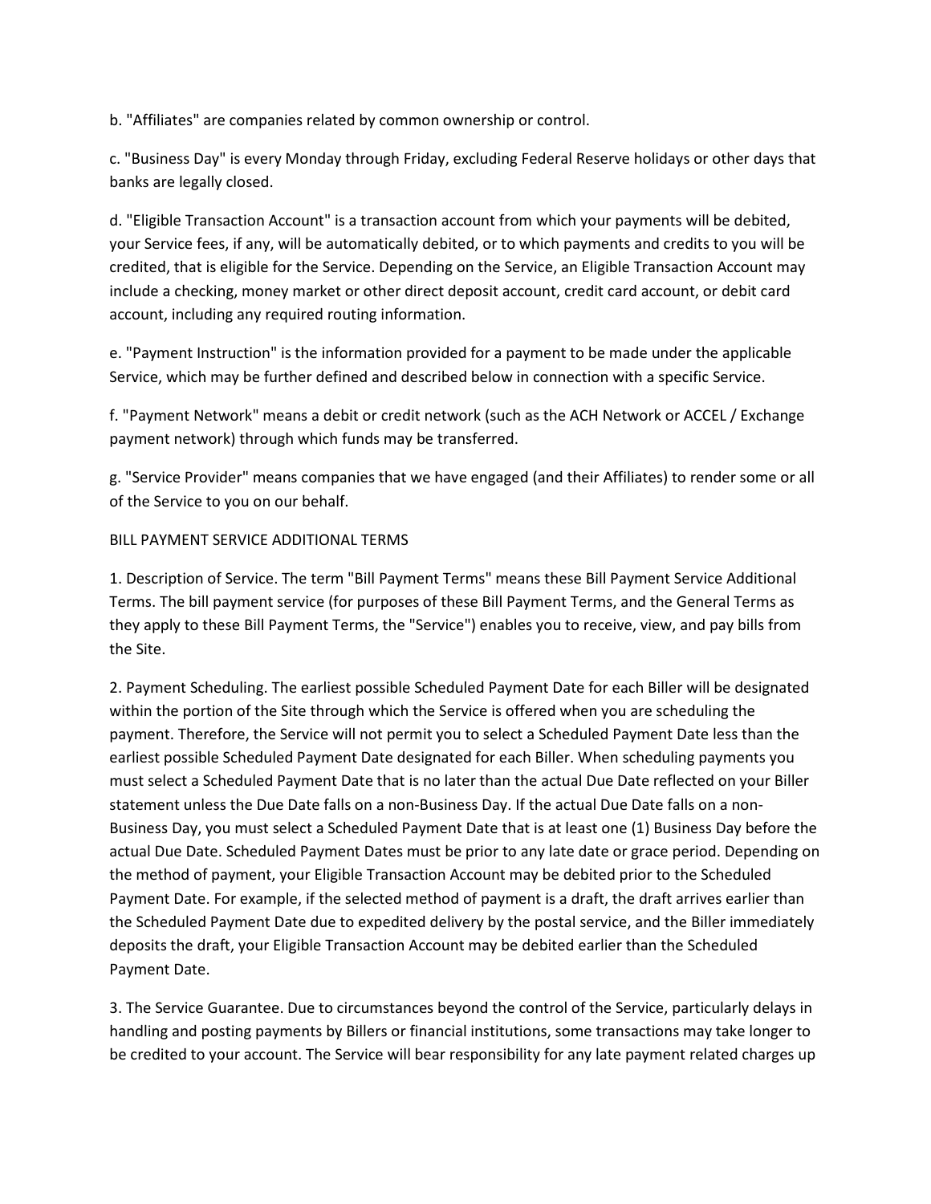b. "Affiliates" are companies related by common ownership or control.

c. "Business Day" is every Monday through Friday, excluding Federal Reserve holidays or other days that banks are legally closed.

d. "Eligible Transaction Account" is a transaction account from which your payments will be debited, your Service fees, if any, will be automatically debited, or to which payments and credits to you will be credited, that is eligible for the Service. Depending on the Service, an Eligible Transaction Account may include a checking, money market or other direct deposit account, credit card account, or debit card account, including any required routing information.

e. "Payment Instruction" is the information provided for a payment to be made under the applicable Service, which may be further defined and described below in connection with a specific Service.

f. "Payment Network" means a debit or credit network (such as the ACH Network or ACCEL / Exchange payment network) through which funds may be transferred.

g. "Service Provider" means companies that we have engaged (and their Affiliates) to render some or all of the Service to you on our behalf.

BILL PAYMENT SERVICE ADDITIONAL TERMS

1. Description of Service. The term "Bill Payment Terms" means these Bill Payment Service Additional Terms. The bill payment service (for purposes of these Bill Payment Terms, and the General Terms as they apply to these Bill Payment Terms, the "Service") enables you to receive, view, and pay bills from the Site.

2. Payment Scheduling. The earliest possible Scheduled Payment Date for each Biller will be designated within the portion of the Site through which the Service is offered when you are scheduling the payment. Therefore, the Service will not permit you to select a Scheduled Payment Date less than the earliest possible Scheduled Payment Date designated for each Biller. When scheduling payments you must select a Scheduled Payment Date that is no later than the actual Due Date reflected on your Biller statement unless the Due Date falls on a non-Business Day. If the actual Due Date falls on a non-Business Day, you must select a Scheduled Payment Date that is at least one (1) Business Day before the actual Due Date. Scheduled Payment Dates must be prior to any late date or grace period. Depending on the method of payment, your Eligible Transaction Account may be debited prior to the Scheduled Payment Date. For example, if the selected method of payment is a draft, the draft arrives earlier than the Scheduled Payment Date due to expedited delivery by the postal service, and the Biller immediately deposits the draft, your Eligible Transaction Account may be debited earlier than the Scheduled Payment Date.

3. The Service Guarantee. Due to circumstances beyond the control of the Service, particularly delays in handling and posting payments by Billers or financial institutions, some transactions may take longer to be credited to your account. The Service will bear responsibility for any late payment related charges up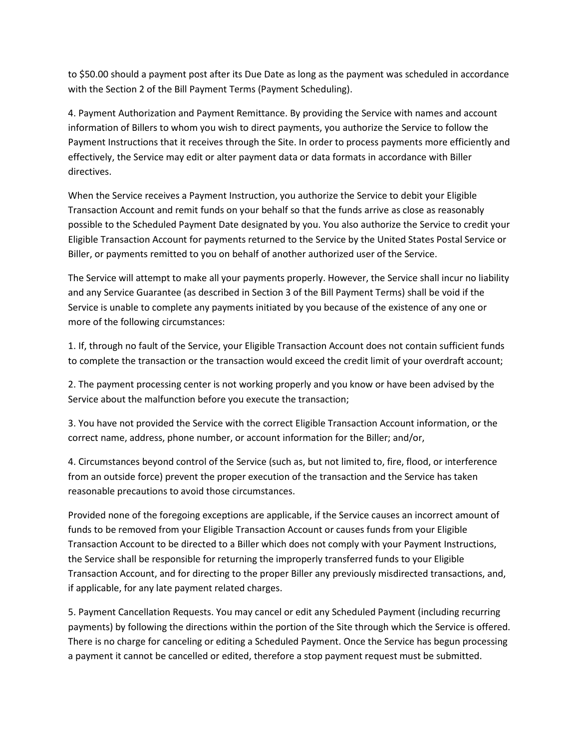to $50.00 should a payment post after its Due Date as long as the payment was scheduled in accordance with the Section 2 of the Bill Payment Terms (Payment Scheduling).

4. Payment Authorization and Payment Remittance. By providing the Service with names and account information of Billers to whom you wish to direct payments, you authorize the Service to follow the Payment Instructions that it receives through the Site. In order to process payments more efficiently and effectively, the Service may edit or alter payment data or data formats in accordance with Biller directives.

When the Service receives a Payment Instruction, you authorize the Service to debit your Eligible Transaction Account and remit funds on your behalf so that the funds arrive as close as reasonably possible to the Scheduled Payment Date designated by you. You also authorize the Service to credit your Eligible Transaction Account for payments returned to the Service by the United States Postal Service or Biller, or payments remitted to you on behalf of another authorized user of the Service.

The Service will attempt to make all your payments properly. However, the Service shall incur no liability and any Service Guarantee (as described in Section 3 of the Bill Payment Terms) shall be void if the Service is unable to complete any payments initiated by you because of the existence of any one or more of the following circumstances:

1. If, through no fault of the Service, your Eligible Transaction Account does not contain sufficient funds to complete the transaction or the transaction would exceed the credit limit of your overdraft account;

2. The payment processing center is not working properly and you know or have been advised by the Service about the malfunction before you execute the transaction;

3. You have not provided the Service with the correct Eligible Transaction Account information, or the correct name, address, phone number, or account information for the Biller; and/or,

4. Circumstances beyond control of the Service (such as, but not limited to, fire, flood, or interference from an outside force) prevent the proper execution of the transaction and the Service has taken reasonable precautions to avoid those circumstances.

Provided none of the foregoing exceptions are applicable, if the Service causes an incorrect amount of funds to be removed from your Eligible Transaction Account or causes funds from your Eligible Transaction Account to be directed to a Biller which does not comply with your Payment Instructions, the Service shall be responsible for returning the improperly transferred funds to your Eligible Transaction Account, and for directing to the proper Biller any previously misdirected transactions, and, if applicable, for any late payment related charges.

5. Payment Cancellation Requests. You may cancel or edit any Scheduled Payment (including recurring payments) by following the directions within the portion of the Site through which the Service is offered. There is no charge for canceling or editing a Scheduled Payment. Once the Service has begun processing a payment it cannot be cancelled or edited, therefore a stop payment request must be submitted.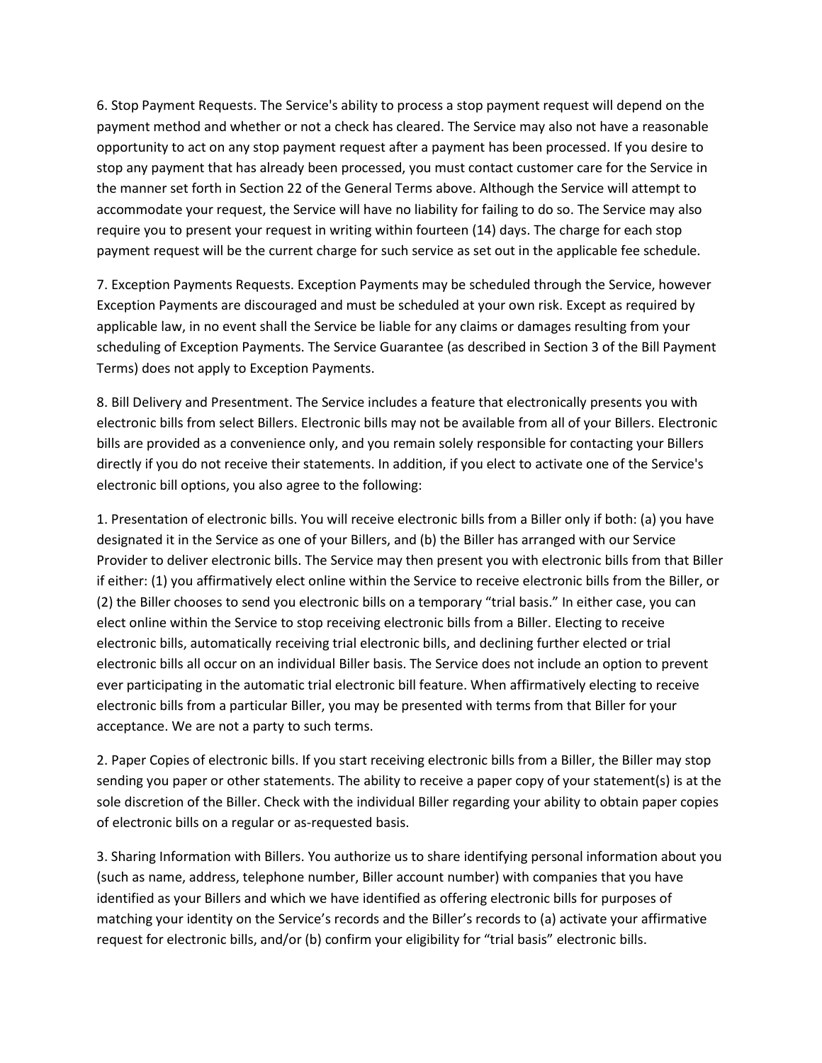6. Stop Payment Requests. The Service's ability to process a stop payment request will depend on the payment method and whether or not a check has cleared. The Service may also not have a reasonable opportunity to act on any stop payment request after a payment has been processed. If you desire to stop any payment that has already been processed, you must contact customer care for the Service in the manner set forth in Section 22 of the General Terms above. Although the Service will attempt to accommodate your request, the Service will have no liability for failing to do so. The Service may also require you to present your request in writing within fourteen (14) days. The charge for each stop payment request will be the current charge for such service as set out in the applicable fee schedule.

7. Exception Payments Requests. Exception Payments may be scheduled through the Service, however Exception Payments are discouraged and must be scheduled at your own risk. Except as required by applicable law, in no event shall the Service be liable for any claims or damages resulting from your scheduling of Exception Payments. The Service Guarantee (as described in Section 3 of the Bill Payment Terms) does not apply to Exception Payments.

8. Bill Delivery and Presentment. The Service includes a feature that electronically presents you with electronic bills from select Billers. Electronic bills may not be available from all of your Billers. Electronic bills are provided as a convenience only, and you remain solely responsible for contacting your Billers directly if you do not receive their statements. In addition, if you elect to activate one of the Service's electronic bill options, you also agree to the following:

1. Presentation of electronic bills. You will receive electronic bills from a Biller only if both: (a) you have designated it in the Service as one of your Billers, and (b) the Biller has arranged with our Service Provider to deliver electronic bills. The Service may then present you with electronic bills from that Biller if either: (1) you affirmatively elect online within the Service to receive electronic bills from the Biller, or (2) the Biller chooses to send you electronic bills on a temporary "trial basis." In either case, you can elect online within the Service to stop receiving electronic bills from a Biller. Electing to receive electronic bills, automatically receiving trial electronic bills, and declining further elected or trial electronic bills all occur on an individual Biller basis. The Service does not include an option to prevent ever participating in the automatic trial electronic bill feature. When affirmatively electing to receive electronic bills from a particular Biller, you may be presented with terms from that Biller for your acceptance. We are not a party to such terms.

2. Paper Copies of electronic bills. If you start receiving electronic bills from a Biller, the Biller may stop sending you paper or other statements. The ability to receive a paper copy of your statement(s) is at the sole discretion of the Biller. Check with the individual Biller regarding your ability to obtain paper copies of electronic bills on a regular or as-requested basis.

3. Sharing Information with Billers. You authorize us to share identifying personal information about you (such as name, address, telephone number, Biller account number) with companies that you have identified as your Billers and which we have identified as offering electronic bills for purposes of matching your identity on the Service's records and the Biller's records to (a) activate your affirmative request for electronic bills, and/or (b) confirm your eligibility for "trial basis" electronic bills.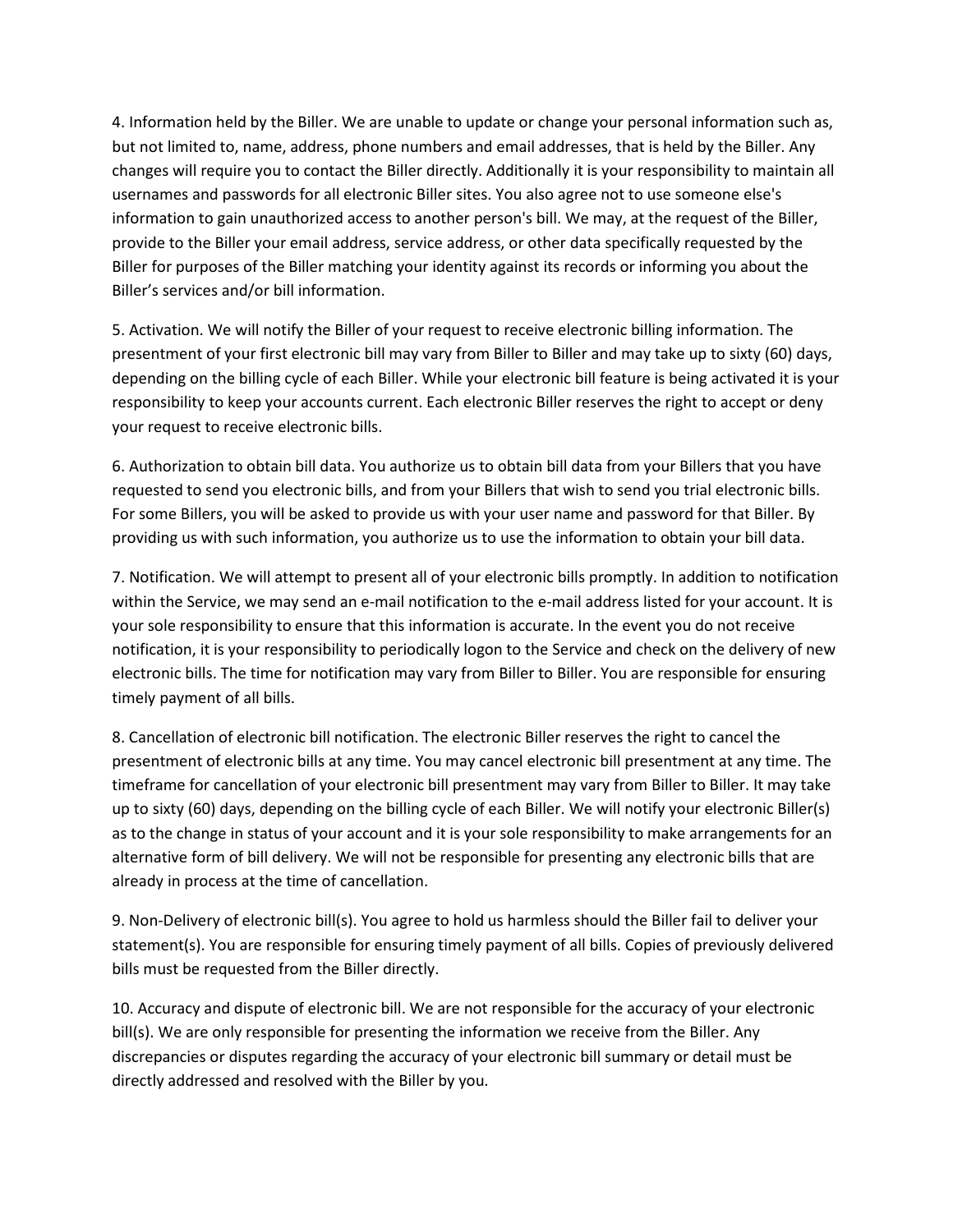4. Information held by the Biller. We are unable to update or change your personal information such as, but not limited to, name, address, phone numbers and email addresses, that is held by the Biller. Any changes will require you to contact the Biller directly. Additionally it is your responsibility to maintain all usernames and passwords for all electronic Biller sites. You also agree not to use someone else's information to gain unauthorized access to another person's bill. We may, at the request of the Biller, provide to the Biller your email address, service address, or other data specifically requested by the Biller for purposes of the Biller matching your identity against its records or informing you about the Biller's services and/or bill information.

5. Activation. We will notify the Biller of your request to receive electronic billing information. The presentment of your first electronic bill may vary from Biller to Biller and may take up to sixty (60) days, depending on the billing cycle of each Biller. While your electronic bill feature is being activated it is your responsibility to keep your accounts current. Each electronic Biller reserves the right to accept or deny your request to receive electronic bills.

6. Authorization to obtain bill data. You authorize us to obtain bill data from your Billers that you have requested to send you electronic bills, and from your Billers that wish to send you trial electronic bills. For some Billers, you will be asked to provide us with your user name and password for that Biller. By providing us with such information, you authorize us to use the information to obtain your bill data.

7. Notification. We will attempt to present all of your electronic bills promptly. In addition to notification within the Service, we may send an e-mail notification to the e-mail address listed for your account. It is your sole responsibility to ensure that this information is accurate. In the event you do not receive notification, it is your responsibility to periodically logon to the Service and check on the delivery of new electronic bills. The time for notification may vary from Biller to Biller. You are responsible for ensuring timely payment of all bills.

8. Cancellation of electronic bill notification. The electronic Biller reserves the right to cancel the presentment of electronic bills at any time. You may cancel electronic bill presentment at any time. The timeframe for cancellation of your electronic bill presentment may vary from Biller to Biller. It may take up to sixty (60) days, depending on the billing cycle of each Biller. We will notify your electronic Biller(s) as to the change in status of your account and it is your sole responsibility to make arrangements for an alternative form of bill delivery. We will not be responsible for presenting any electronic bills that are already in process at the time of cancellation.

9. Non-Delivery of electronic bill(s). You agree to hold us harmless should the Biller fail to deliver your statement(s). You are responsible for ensuring timely payment of all bills. Copies of previously delivered bills must be requested from the Biller directly.

10. Accuracy and dispute of electronic bill. We are not responsible for the accuracy of your electronic bill(s). We are only responsible for presenting the information we receive from the Biller. Any discrepancies or disputes regarding the accuracy of your electronic bill summary or detail must be directly addressed and resolved with the Biller by you.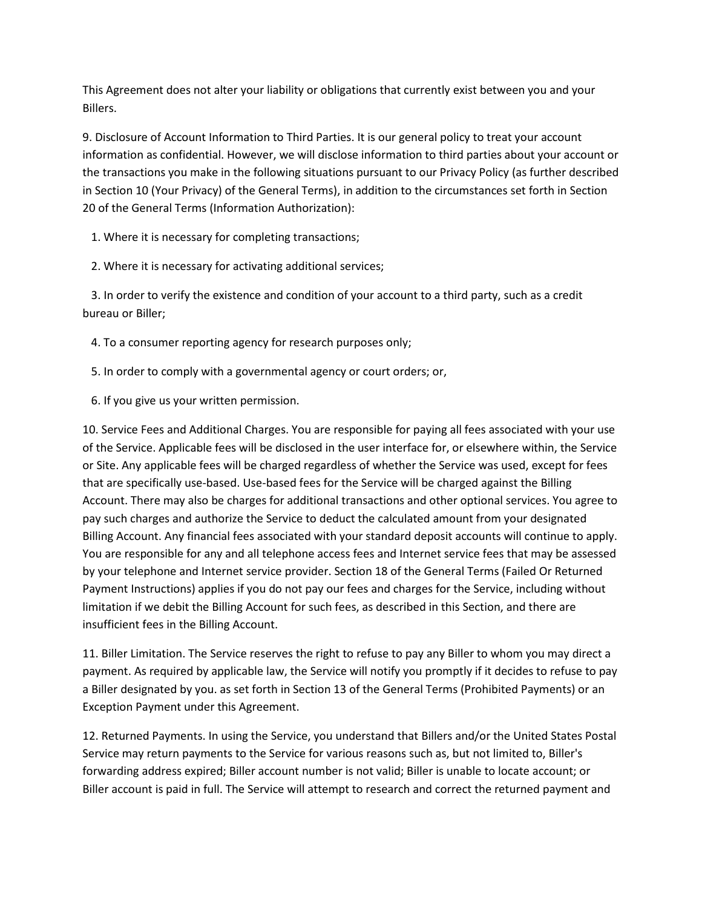This Agreement does not alter your liability or obligations that currently exist between you and your Billers.

9. Disclosure of Account Information to Third Parties. It is our general policy to treat your account information as confidential. However, we will disclose information to third parties about your account or the transactions you make in the following situations pursuant to our Privacy Policy (as further described in Section 10 (Your Privacy) of the General Terms), in addition to the circumstances set forth in Section 20 of the General Terms (Information Authorization):

1. Where it is necessary for completing transactions;
2. Where it is necessary for activating additional services;
3. In order to verify the existence and condition of your account to a third party, such as a credit bureau or Biller;
4. To a consumer reporting agency for research purposes only;
5. In order to comply with a governmental agency or court orders; or,
6. If you give us your written permission.

10. Service Fees and Additional Charges. You are responsible for paying all fees associated with your use of the Service. Applicable fees will be disclosed in the user interface for, or elsewhere within, the Service or Site. Any applicable fees will be charged regardless of whether the Service was used, except for fees that are specifically use-based. Use-based fees for the Service will be charged against the Billing Account. There may also be charges for additional transactions and other optional services. You agree to pay such charges and authorize the Service to deduct the calculated amount from your designated Billing Account. Any financial fees associated with your standard deposit accounts will continue to apply. You are responsible for any and all telephone access fees and Internet service fees that may be assessed by your telephone and Internet service provider. Section 18 of the General Terms (Failed Or Returned Payment Instructions) applies if you do not pay our fees and charges for the Service, including without limitation if we debit the Billing Account for such fees, as described in this Section, and there are insufficient fees in the Billing Account.

11. Biller Limitation. The Service reserves the right to refuse to pay any Biller to whom you may direct a payment. As required by applicable law, the Service will notify you promptly if it decides to refuse to pay a Biller designated by you. as set forth in Section 13 of the General Terms (Prohibited Payments) or an Exception Payment under this Agreement.

12. Returned Payments. In using the Service, you understand that Billers and/or the United States Postal Service may return payments to the Service for various reasons such as, but not limited to, Biller's forwarding address expired; Biller account number is not valid; Biller is unable to locate account; or Biller account is paid in full. The Service will attempt to research and correct the returned payment and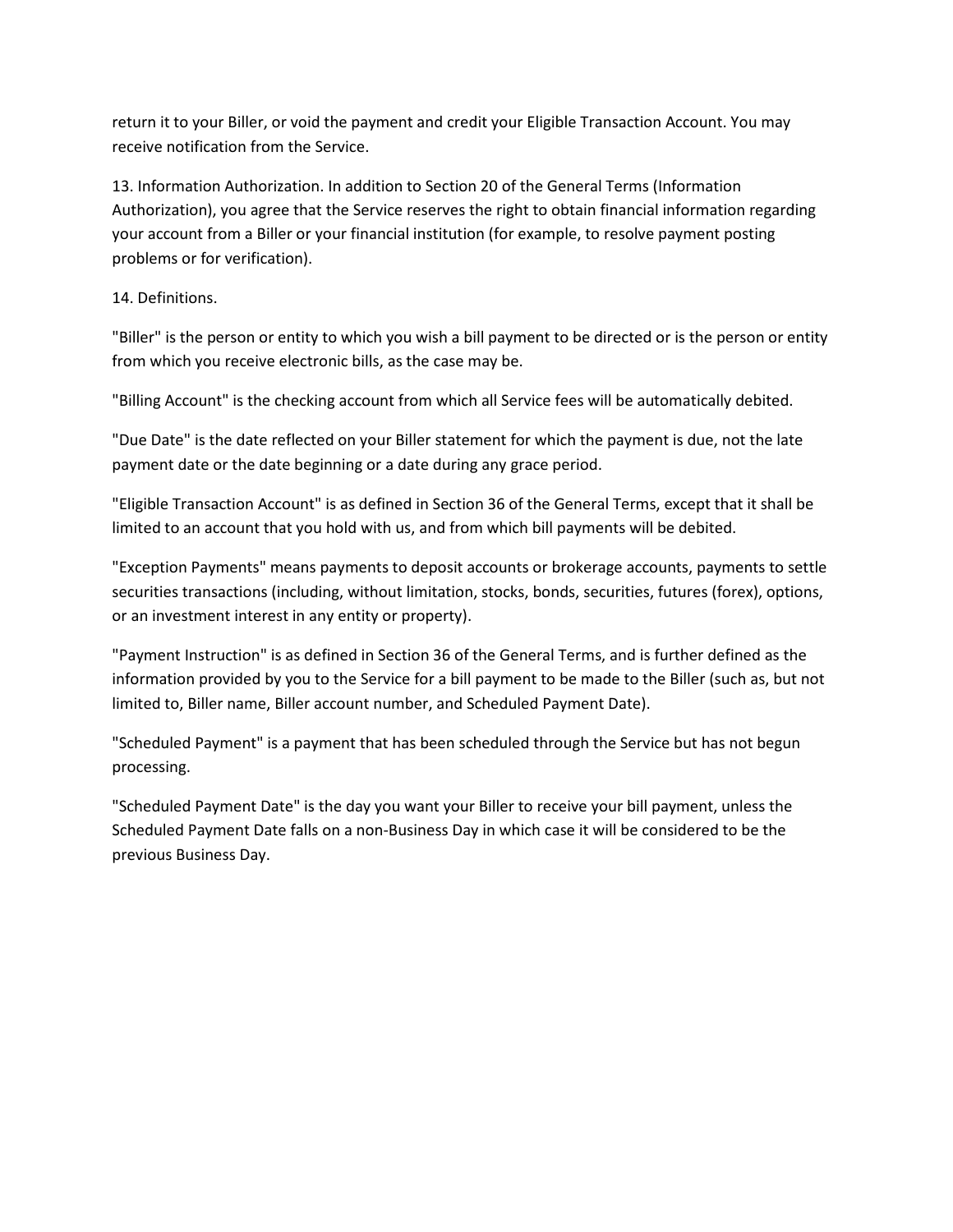return it to your Biller, or void the payment and credit your Eligible Transaction Account. You may receive notification from the Service.

13. Information Authorization. In addition to Section 20 of the General Terms (Information Authorization), you agree that the Service reserves the right to obtain financial information regarding your account from a Biller or your financial institution (for example, to resolve payment posting problems or for verification).

14. Definitions.

"Biller" is the person or entity to which you wish a bill payment to be directed or is the person or entity from which you receive electronic bills, as the case may be.

"Billing Account" is the checking account from which all Service fees will be automatically debited.

"Due Date" is the date reflected on your Biller statement for which the payment is due, not the late payment date or the date beginning or a date during any grace period.

"Eligible Transaction Account" is as defined in Section 36 of the General Terms, except that it shall be limited to an account that you hold with us, and from which bill payments will be debited.

"Exception Payments" means payments to deposit accounts or brokerage accounts, payments to settle securities transactions (including, without limitation, stocks, bonds, securities, futures (forex), options, or an investment interest in any entity or property).

"Payment Instruction" is as defined in Section 36 of the General Terms, and is further defined as the information provided by you to the Service for a bill payment to be made to the Biller (such as, but not limited to, Biller name, Biller account number, and Scheduled Payment Date).

"Scheduled Payment" is a payment that has been scheduled through the Service but has not begun processing.

"Scheduled Payment Date" is the day you want your Biller to receive your bill payment, unless the Scheduled Payment Date falls on a non-Business Day in which case it will be considered to be the previous Business Day.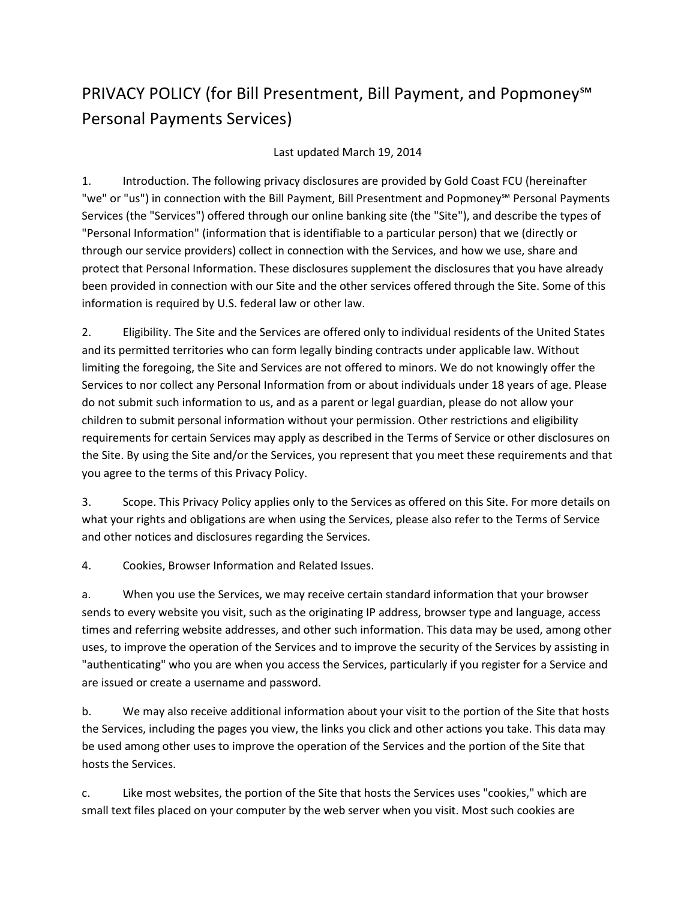# PRIVACY POLICY (for Bill Presentment, Bill Payment, and Popmoney℠ Personal Payments Services)

Last updated March 19, 2014

1. Introduction. The following privacy disclosures are provided by Gold Coast FCU (hereinafter "we" or "us") in connection with the Bill Payment, Bill Presentment and Popmoney℠ Personal Payments Services (the "Services") offered through our online banking site (the "Site"), and describe the types of "Personal Information" (information that is identifiable to a particular person) that we (directly or through our service providers) collect in connection with the Services, and how we use, share and protect that Personal Information. These disclosures supplement the disclosures that you have already been provided in connection with our Site and the other services offered through the Site. Some of this information is required by U.S. federal law or other law.

2. Eligibility. The Site and the Services are offered only to individual residents of the United States and its permitted territories who can form legally binding contracts under applicable law. Without limiting the foregoing, the Site and Services are not offered to minors. We do not knowingly offer the Services to nor collect any Personal Information from or about individuals under 18 years of age. Please do not submit such information to us, and as a parent or legal guardian, please do not allow your children to submit personal information without your permission. Other restrictions and eligibility requirements for certain Services may apply as described in the Terms of Service or other disclosures on the Site. By using the Site and/or the Services, you represent that you meet these requirements and that you agree to the terms of this Privacy Policy.

3. Scope. This Privacy Policy applies only to the Services as offered on this Site. For more details on what your rights and obligations are when using the Services, please also refer to the Terms of Service and other notices and disclosures regarding the Services.

4. Cookies, Browser Information and Related Issues.

a. When you use the Services, we may receive certain standard information that your browser sends to every website you visit, such as the originating IP address, browser type and language, access times and referring website addresses, and other such information. This data may be used, among other uses, to improve the operation of the Services and to improve the security of the Services by assisting in "authenticating" who you are when you access the Services, particularly if you register for a Service and are issued or create a username and password.

b. We may also receive additional information about your visit to the portion of the Site that hosts the Services, including the pages you view, the links you click and other actions you take. This data may be used among other uses to improve the operation of the Services and the portion of the Site that hosts the Services.

c. Like most websites, the portion of the Site that hosts the Services uses "cookies," which are small text files placed on your computer by the web server when you visit. Most such cookies are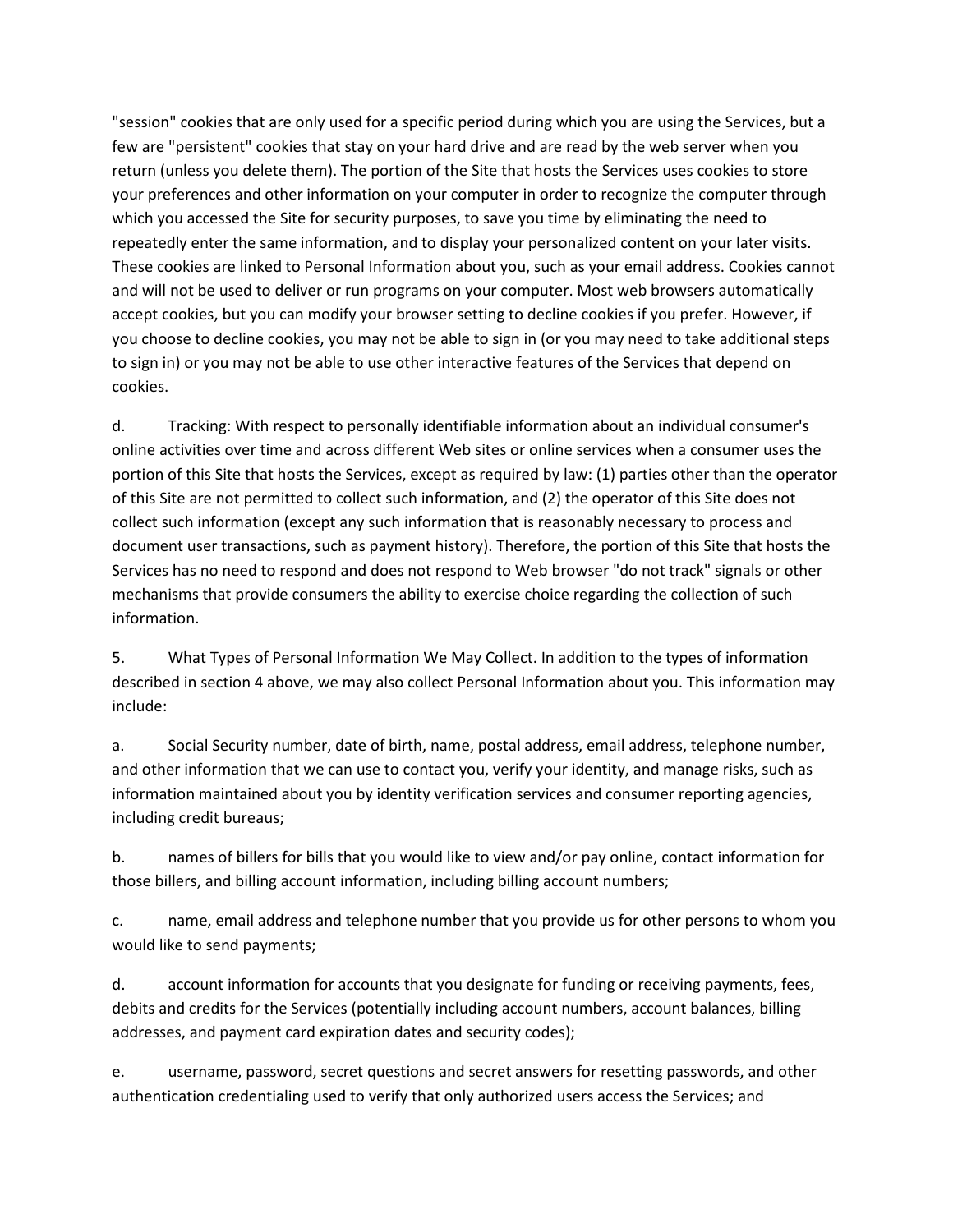"session" cookies that are only used for a specific period during which you are using the Services, but a few are "persistent" cookies that stay on your hard drive and are read by the web server when you return (unless you delete them). The portion of the Site that hosts the Services uses cookies to store your preferences and other information on your computer in order to recognize the computer through which you accessed the Site for security purposes, to save you time by eliminating the need to repeatedly enter the same information, and to display your personalized content on your later visits. These cookies are linked to Personal Information about you, such as your email address. Cookies cannot and will not be used to deliver or run programs on your computer. Most web browsers automatically accept cookies, but you can modify your browser setting to decline cookies if you prefer. However, if you choose to decline cookies, you may not be able to sign in (or you may need to take additional steps to sign in) or you may not be able to use other interactive features of the Services that depend on cookies.

d. Tracking: With respect to personally identifiable information about an individual consumer's online activities over time and across different Web sites or online services when a consumer uses the portion of this Site that hosts the Services, except as required by law: (1) parties other than the operator of this Site are not permitted to collect such information, and (2) the operator of this Site does not collect such information (except any such information that is reasonably necessary to process and document user transactions, such as payment history). Therefore, the portion of this Site that hosts the Services has no need to respond and does not respond to Web browser "do not track" signals or other mechanisms that provide consumers the ability to exercise choice regarding the collection of such information.

5. What Types of Personal Information We May Collect. In addition to the types of information described in section 4 above, we may also collect Personal Information about you. This information may include:

a. Social Security number, date of birth, name, postal address, email address, telephone number, and other information that we can use to contact you, verify your identity, and manage risks, such as information maintained about you by identity verification services and consumer reporting agencies, including credit bureaus;

b. names of billers for bills that you would like to view and/or pay online, contact information for those billers, and billing account information, including billing account numbers;

c. name, email address and telephone number that you provide us for other persons to whom you would like to send payments;

d. account information for accounts that you designate for funding or receiving payments, fees, debits and credits for the Services (potentially including account numbers, account balances, billing addresses, and payment card expiration dates and security codes);

e. username, password, secret questions and secret answers for resetting passwords, and other authentication credentialing used to verify that only authorized users access the Services; and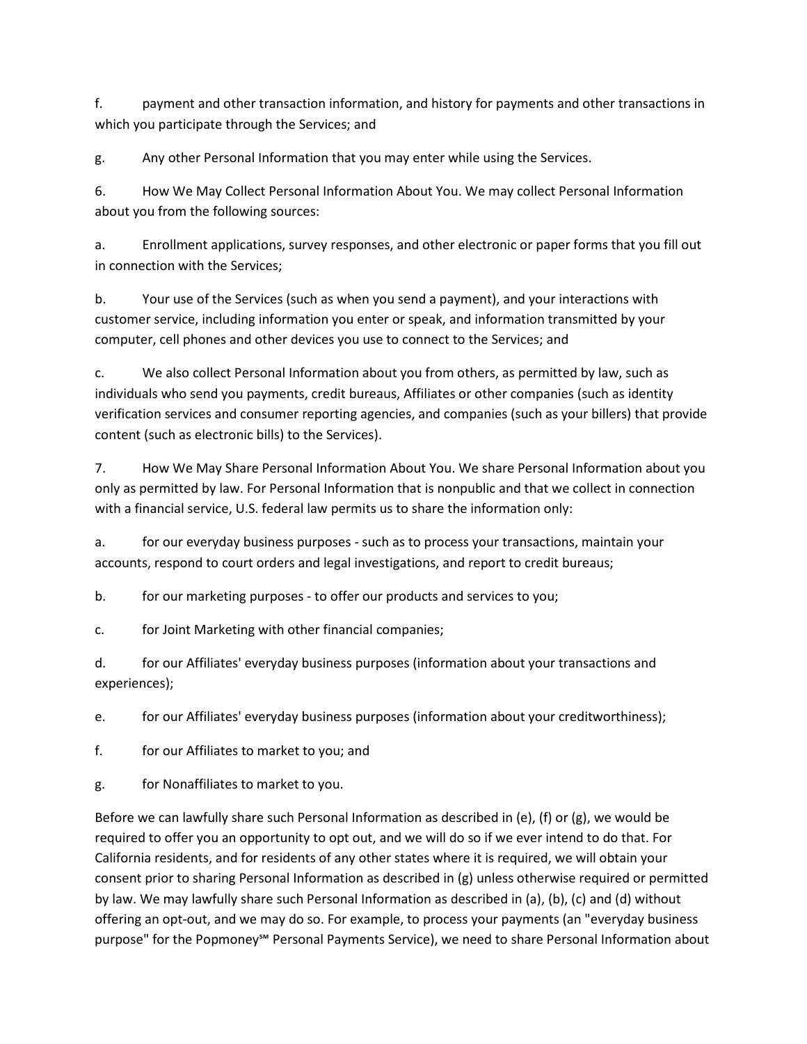f. payment and other transaction information, and history for payments and other transactions in which you participate through the Services; and

g. Any other Personal Information that you may enter while using the Services.

6. How We May Collect Personal Information About You. We may collect Personal Information about you from the following sources:

a. Enrollment applications, survey responses, and other electronic or paper forms that you fill out in connection with the Services;

b. Your use of the Services (such as when you send a payment), and your interactions with customer service, including information you enter or speak, and information transmitted by your computer, cell phones and other devices you use to connect to the Services; and

c. We also collect Personal Information about you from others, as permitted by law, such as individuals who send you payments, credit bureaus, Affiliates or other companies (such as identity verification services and consumer reporting agencies, and companies (such as your billers) that provide content (such as electronic bills) to the Services).

7. How We May Share Personal Information About You. We share Personal Information about you only as permitted by law. For Personal Information that is nonpublic and that we collect in connection with a financial service, U.S. federal law permits us to share the information only:

a. for our everyday business purposes - such as to process your transactions, maintain your accounts, respond to court orders and legal investigations, and report to credit bureaus;

b. for our marketing purposes - to offer our products and services to you;

c. for Joint Marketing with other financial companies;

d. for our Affiliates' everyday business purposes (information about your transactions and experiences);

e. for our Affiliates' everyday business purposes (information about your creditworthiness);

f. for our Affiliates to market to you; and

g. for Nonaffiliates to market to you.

Before we can lawfully share such Personal Information as described in (e), (f) or (g), we would be required to offer you an opportunity to opt out, and we will do so if we ever intend to do that. For California residents, and for residents of any other states where it is required, we will obtain your consent prior to sharing Personal Information as described in (g) unless otherwise required or permitted by law. We may lawfully share such Personal Information as described in (a), (b), (c) and (d) without offering an opt-out, and we may do so. For example, to process your payments (an "everyday business purpose" for the Popmoney℠ Personal Payments Service), we need to share Personal Information about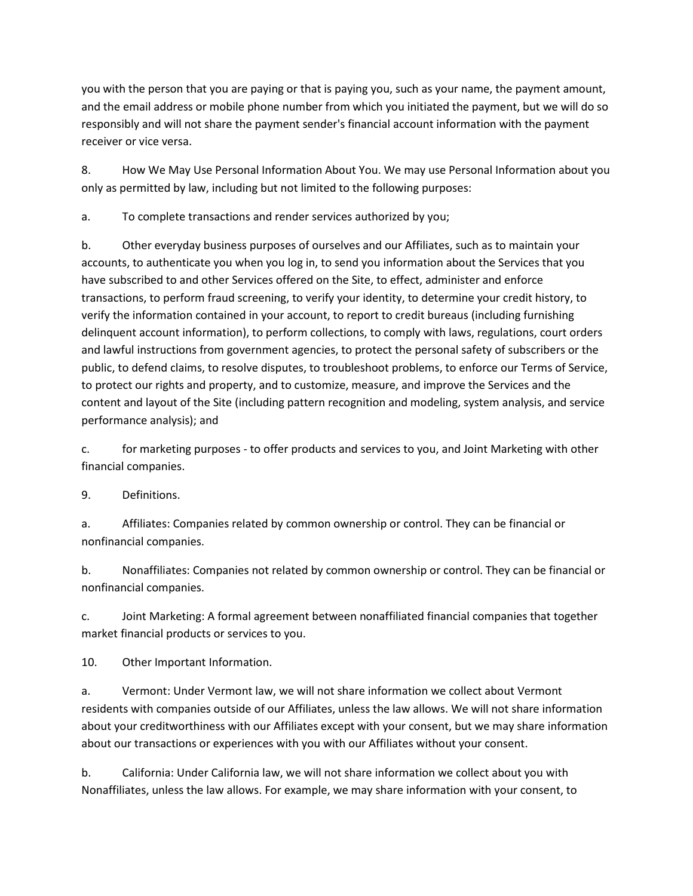you with the person that you are paying or that is paying you, such as your name, the payment amount, and the email address or mobile phone number from which you initiated the payment, but we will do so responsibly and will not share the payment sender's financial account information with the payment receiver or vice versa.

8. How We May Use Personal Information About You. We may use Personal Information about you only as permitted by law, including but not limited to the following purposes:

a. To complete transactions and render services authorized by you;

b. Other everyday business purposes of ourselves and our Affiliates, such as to maintain your accounts, to authenticate you when you log in, to send you information about the Services that you have subscribed to and other Services offered on the Site, to effect, administer and enforce transactions, to perform fraud screening, to verify your identity, to determine your credit history, to verify the information contained in your account, to report to credit bureaus (including furnishing delinquent account information), to perform collections, to comply with laws, regulations, court orders and lawful instructions from government agencies, to protect the personal safety of subscribers or the public, to defend claims, to resolve disputes, to troubleshoot problems, to enforce our Terms of Service, to protect our rights and property, and to customize, measure, and improve the Services and the content and layout of the Site (including pattern recognition and modeling, system analysis, and service performance analysis); and

c. for marketing purposes - to offer products and services to you, and Joint Marketing with other financial companies.

9. Definitions.

a. Affiliates: Companies related by common ownership or control. They can be financial or nonfinancial companies.

b. Nonaffiliates: Companies not related by common ownership or control. They can be financial or nonfinancial companies.

c. Joint Marketing: A formal agreement between nonaffiliated financial companies that together market financial products or services to you.

10. Other Important Information.

a. Vermont: Under Vermont law, we will not share information we collect about Vermont residents with companies outside of our Affiliates, unless the law allows. We will not share information about your creditworthiness with our Affiliates except with your consent, but we may share information about our transactions or experiences with you with our Affiliates without your consent.

b. California: Under California law, we will not share information we collect about you with Nonaffiliates, unless the law allows. For example, we may share information with your consent, to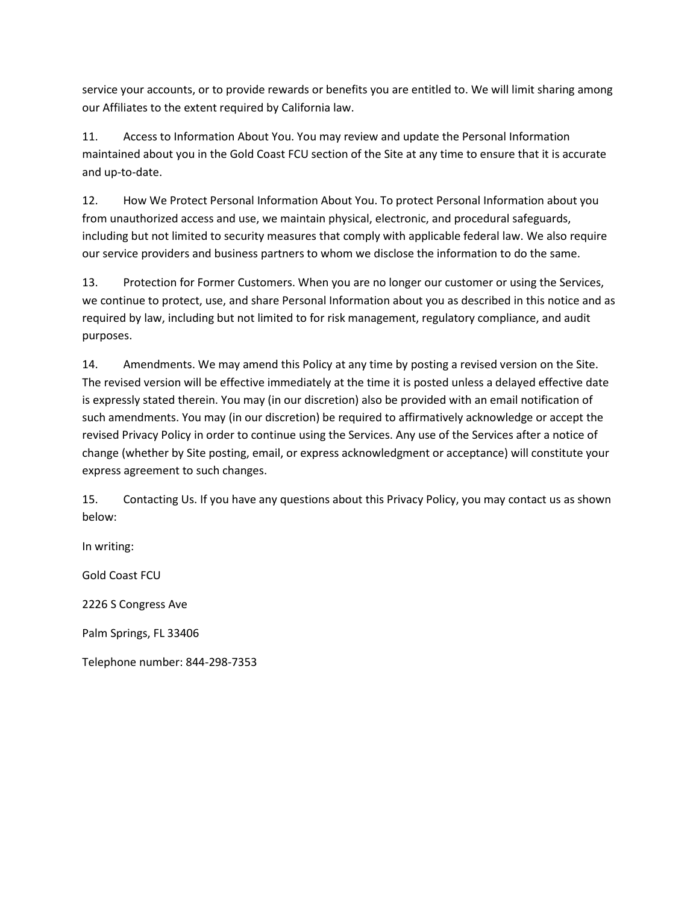service your accounts, or to provide rewards or benefits you are entitled to. We will limit sharing among our Affiliates to the extent required by California law.

11. Access to Information About You. You may review and update the Personal Information maintained about you in the Gold Coast FCU section of the Site at any time to ensure that it is accurate and up-to-date.

12. How We Protect Personal Information About You. To protect Personal Information about you from unauthorized access and use, we maintain physical, electronic, and procedural safeguards, including but not limited to security measures that comply with applicable federal law. We also require our service providers and business partners to whom we disclose the information to do the same.

13. Protection for Former Customers. When you are no longer our customer or using the Services, we continue to protect, use, and share Personal Information about you as described in this notice and as required by law, including but not limited to for risk management, regulatory compliance, and audit purposes.

14. Amendments. We may amend this Policy at any time by posting a revised version on the Site. The revised version will be effective immediately at the time it is posted unless a delayed effective date is expressly stated therein. You may (in our discretion) also be provided with an email notification of such amendments. You may (in our discretion) be required to affirmatively acknowledge or accept the revised Privacy Policy in order to continue using the Services. Any use of the Services after a notice of change (whether by Site posting, email, or express acknowledgment or acceptance) will constitute your express agreement to such changes.

15. Contacting Us. If you have any questions about this Privacy Policy, you may contact us as shown below:

In writing:

Gold Coast FCU

2226 S Congress Ave

Palm Springs, FL 33406

Telephone number: 844-298-7353